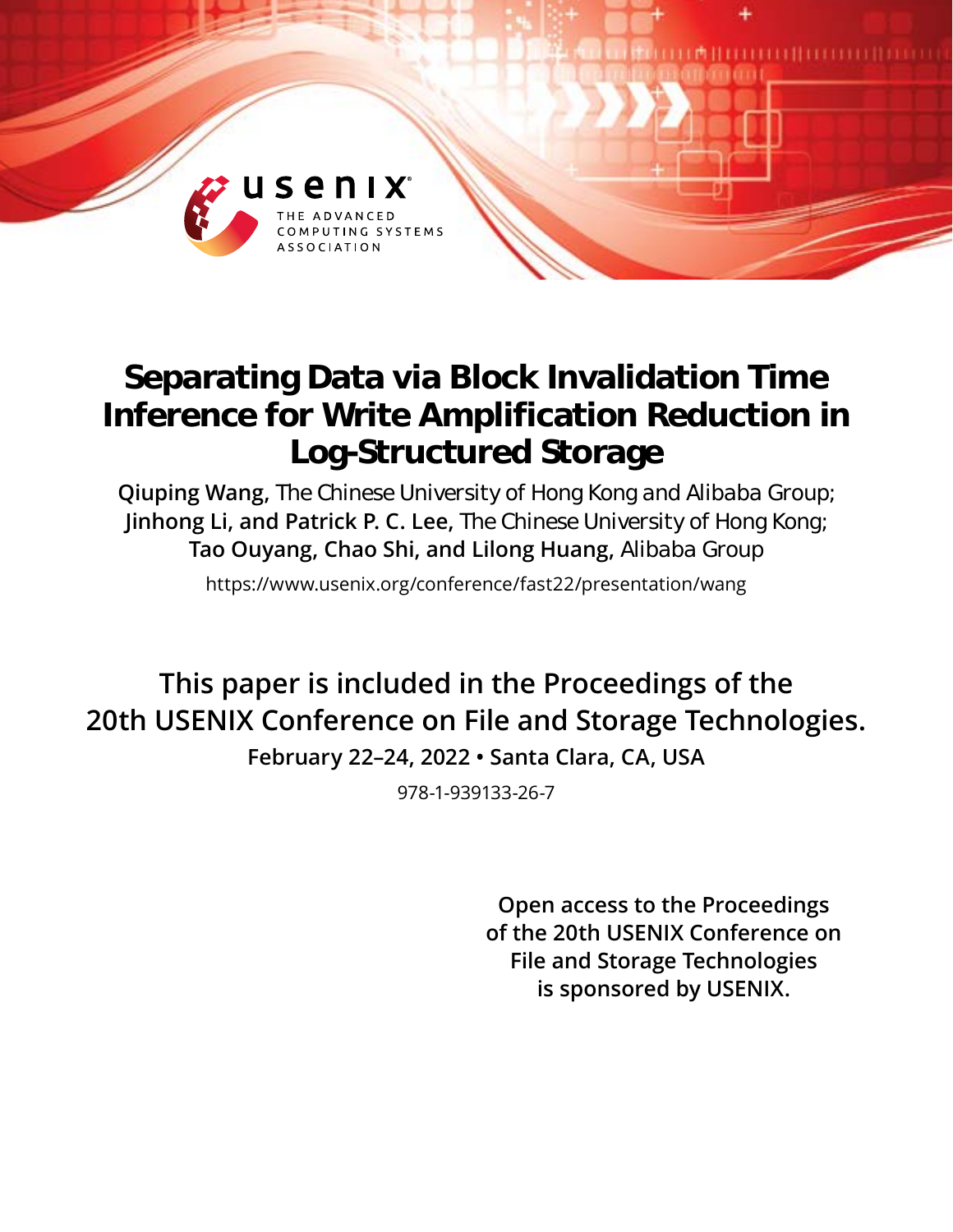usenix

THE ADVANCED COMPUTING SYSTEMS ASSOCIATION

# Separating Data via Block Invalidation Time Inference for Write Amplification Reduction in Log-Structured Storage

**Qiuping Wang,** The Chinese University of Hong Kong and Alibaba Group; **Jinhong Li, and Patrick P. C. Lee,** The Chinese University of Hong Kong; **Tao Ouyang, Chao Shi, and Lilong Huang,** Alibaba Group

https://www.usenix.org/conference/fast22/presentation/wang

This paper is included in the Proceedings of the 20th USENIX Conference on File and Storage Technologies.

**February 22–24, 2022 • Santa Clara, CA, USA**

978-1-939133-26-7

**Open access to the Proceedings of the 20th USENIX Conference on File and Storage Technologies is sponsored by USENIX.**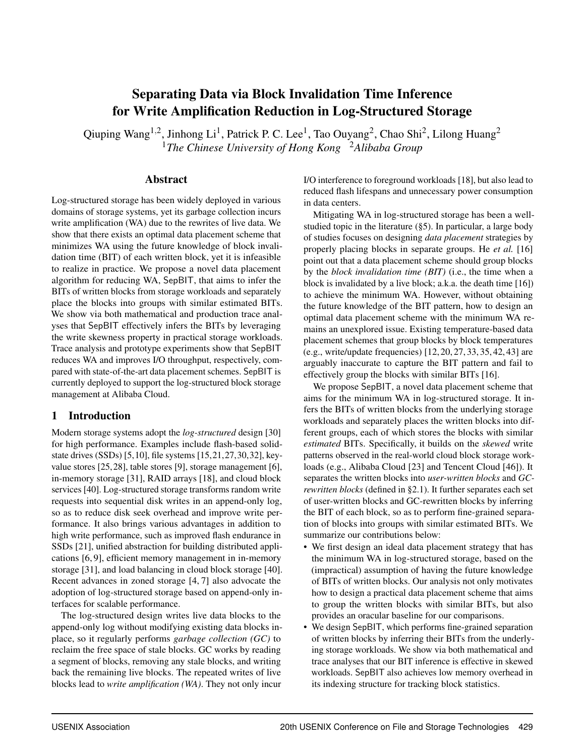# Separating Data via Block Invalidation Time Inference for Write Amplification Reduction in Log-Structured Storage

Qiuping Wang[1,2], Jinhong Li[1], Patrick P. C. Lee[1], Tao Ouyang[2], Chao Shi[2], Lilong Huang[2]

[1]*The Chinese University of Hong Kong* [2]*Alibaba Group*

## Abstract

Log-structured storage has been widely deployed in various domains of storage systems, yet its garbage collection incurs write amplification (WA) due to the rewrites of live data. We show that there exists an optimal data placement scheme that minimizes WA using the future knowledge of block invalidation time (BIT) of each written block, yet it is infeasible to realize in practice. We propose a novel data placement algorithm for reducing WA, SepBIT, that aims to infer the BITs of written blocks from storage workloads and separately place the blocks into groups with similar estimated BITs. We show via both mathematical and production trace analyses that SepBIT effectively infers the BITs by leveraging the write skewness property in practical storage workloads. Trace analysis and prototype experiments show that SepBIT reduces WA and improves I/O throughput, respectively, compared with state-of-the-art data placement schemes. SepBIT is currently deployed to support the log-structured block storage management at Alibaba Cloud.

## 1 Introduction

Modern storage systems adopt the *log-structured* design [30] for high performance. Examples include flash-based solid-state drives (SSDs) [5,10], file systems [15,21,27,30,32], key-value stores [25,28], table stores [9], storage management [6], in-memory storage [31], RAID arrays [18], and cloud block services [40]. Log-structured storage transforms random write requests into sequential disk writes in an append-only log, so as to reduce disk seek overhead and improve write performance. It also brings various advantages in addition to high write performance, such as improved flash endurance in SSDs [21], unified abstraction for building distributed applications [6,9], efficient memory management in in-memory storage [31], and load balancing in cloud block storage [40]. Recent advances in zoned storage [4,7] also advocate the adoption of log-structured storage based on append-only interfaces for scalable performance.

The log-structured design writes live data blocks to the append-only log without modifying existing data blocks in-place, so it regularly performs *garbage collection (GC)* to reclaim the free space of stale blocks. GC works by reading a segment of blocks, removing any stale blocks, and writing back the remaining live blocks. The repeated writes of live blocks lead to *write amplification (WA)*. They not only incur I/O interference to foreground workloads [18], but also lead to reduced flash lifespans and unnecessary power consumption in data centers.

Mitigating WA in log-structured storage has been a well-studied topic in the literature (§5). In particular, a large body of studies focuses on designing *data placement* strategies by properly placing blocks in separate groups. He *et al.* [16] point out that a data placement scheme should group blocks by the *block invalidation time (BIT)* (i.e., the time when a block is invalidated by a live block; a.k.a. the death time [16]) to achieve the minimum WA. However, without obtaining the future knowledge of the BIT pattern, how to design an optimal data placement scheme with the minimum WA remains an unexplored issue. Existing temperature-based data placement schemes that group blocks by block temperatures (e.g., write/update frequencies) [12,20,27,33,35,42,43] are arguably inaccurate to capture the BIT pattern and fail to effectively group the blocks with similar BITs [16].

We propose SepBIT, a novel data placement scheme that aims for the minimum WA in log-structured storage. It infers the BITs of written blocks from the underlying storage workloads and separately places the written blocks into different groups, each of which stores the blocks with similar *estimated* BITs. Specifically, it builds on the *skewed* write patterns observed in the real-world cloud block storage workloads (e.g., Alibaba Cloud [23] and Tencent Cloud [46]). It separates the written blocks into *user-written blocks* and *GC-rewritten blocks* (defined in §2.1). It further separates each set of user-written blocks and GC-rewritten blocks by inferring the BIT of each block, so as to perform fine-grained separation of blocks into groups with similar estimated BITs. We summarize our contributions below:

- We first design an ideal data placement strategy that has the minimum WA in log-structured storage, based on the (impractical) assumption of having the future knowledge of BITs of written blocks. Our analysis not only motivates how to design a practical data placement scheme that aims to group the written blocks with similar BITs, but also provides an oracular baseline for our comparisons.
- We design SepBIT, which performs fine-grained separation of written blocks by inferring their BITs from the underlying storage workloads. We show via both mathematical and trace analyses that our BIT inference is effective in skewed workloads. SepBIT also achieves low memory overhead in its indexing structure for tracking block statistics.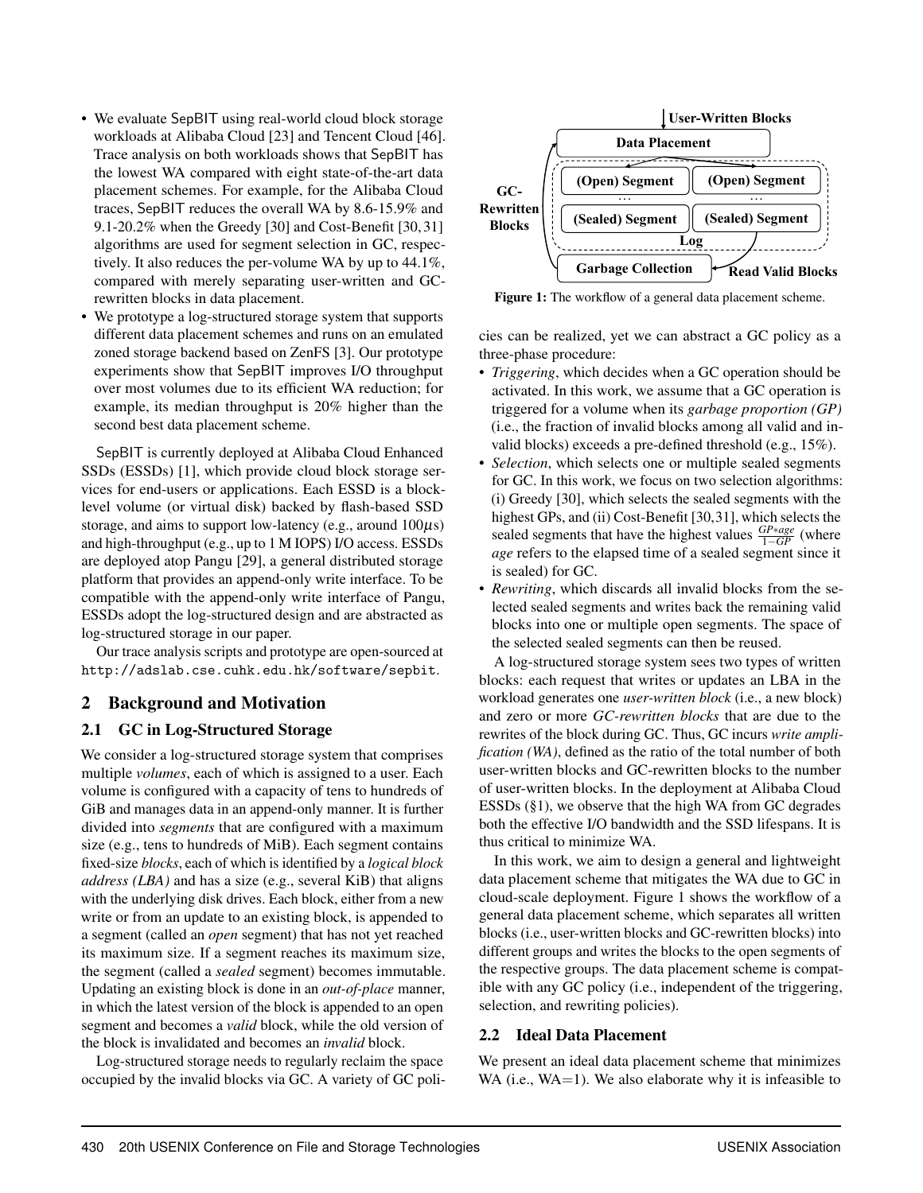- We evaluate SepBIT using real-world cloud block storage workloads at Alibaba Cloud [23] and Tencent Cloud [46]. Trace analysis on both workloads shows that SepBIT has the lowest WA compared with eight state-of-the-art data placement schemes. For example, for the Alibaba Cloud traces, SepBIT reduces the overall WA by 8.6-15.9% and 9.1-20.2% when the Greedy [30] and Cost-Benefit [30, 31] algorithms are used for segment selection in GC, respectively. It also reduces the per-volume WA by up to 44.1%, compared with merely separating user-written and GC-rewritten blocks in data placement.
- We prototype a log-structured storage system that supports different data placement schemes and runs on an emulated zoned storage backend based on ZenFS [3]. Our prototype experiments show that SepBIT improves I/O throughput over most volumes due to its efficient WA reduction; for example, its median throughput is 20% higher than the second best data placement scheme.

SepBIT is currently deployed at Alibaba Cloud Enhanced SSDs (ESSDs) [1], which provide cloud block storage services for end-users or applications. Each ESSD is a block-level volume (or virtual disk) backed by flash-based SSD storage, and aims to support low-latency (e.g., around $100\mu s$) and high-throughput (e.g., up to 1 M IOPS) I/O access. ESSDs are deployed atop Pangu [29], a general distributed storage platform that provides an append-only write interface. To be compatible with the append-only write interface of Pangu, ESSDs adopt the log-structured design and are abstracted as log-structured storage in our paper.

Our trace analysis scripts and prototype are open-sourced at `http://adslab.cse.cuhk.edu.hk/software/sepbit`.

## 2 Background and Motivation

### 2.1 GC in Log-Structured Storage

We consider a log-structured storage system that comprises multiple *volumes*, each of which is assigned to a user. Each volume is configured with a capacity of tens to hundreds of GiB and manages data in an append-only manner. It is further divided into *segments* that are configured with a maximum size (e.g., tens to hundreds of MiB). Each segment contains fixed-size *blocks*, each of which is identified by a *logical block address (LBA)* and has a size (e.g., several KiB) that aligns with the underlying disk drives. Each block, either from a new write or from an update to an existing block, is appended to a segment (called an *open* segment) that has not yet reached its maximum size. If a segment reaches its maximum size, the segment (called a *sealed* segment) becomes immutable. Updating an existing block is done in an *out-of-place* manner, in which the latest version of the block is appended to an open segment and becomes a *valid* block, while the old version of the block is invalidated and becomes an *invalid* block.

Log-structured storage needs to regularly reclaim the space occupied by the invalid blocks via GC. A variety of GC policies can be realized, yet we can abstract a GC policy as a three-phase procedure:

- *Triggering*, which decides when a GC operation should be activated. In this work, we assume that a GC operation is triggered for a volume when its *garbage proportion (GP)* (i.e., the fraction of invalid blocks among all valid and invalid blocks) exceeds a pre-defined threshold (e.g., 15%).
- *Selection*, which selects one or multiple sealed segments for GC. In this work, we focus on two selection algorithms: (i) Greedy [30], which selects the sealed segments with the highest GPs, and (ii) Cost-Benefit [30, 31], which selects the sealed segments that have the highest values $\frac{GP*age}{1-GP}$ (where *age* refers to the elapsed time of a sealed segment since it is sealed) for GC.
- *Rewriting*, which discards all invalid blocks from the selected sealed segments and writes back the remaining valid blocks into one or multiple open segments. The space of the selected sealed segments can then be reused.

Figure 1: The workflow of a general data placement scheme.

A log-structured storage system sees two types of written blocks: each request that writes or updates an LBA in the workload generates one *user-written block* (i.e., a new block) and zero or more *GC-rewritten blocks* that are due to the rewrites of the block during GC. Thus, GC incurs *write amplification (WA)*, defined as the ratio of the total number of both user-written blocks and GC-rewritten blocks to the number of user-written blocks. In the deployment at Alibaba Cloud ESSDs (§1), we observe that the high WA from GC degrades both the effective I/O bandwidth and the SSD lifespans. It is thus critical to minimize WA.

In this work, we aim to design a general and lightweight data placement scheme that mitigates the WA due to GC in cloud-scale deployment. Figure 1 shows the workflow of a general data placement scheme, which separates all written blocks (i.e., user-written blocks and GC-rewritten blocks) into different groups and writes the blocks to the open segments of the respective groups. The data placement scheme is compatible with any GC policy (i.e., independent of the triggering, selection, and rewriting policies).

### 2.2 Ideal Data Placement

We present an ideal data placement scheme that minimizes WA (i.e., WA=1). We also elaborate why it is infeasible to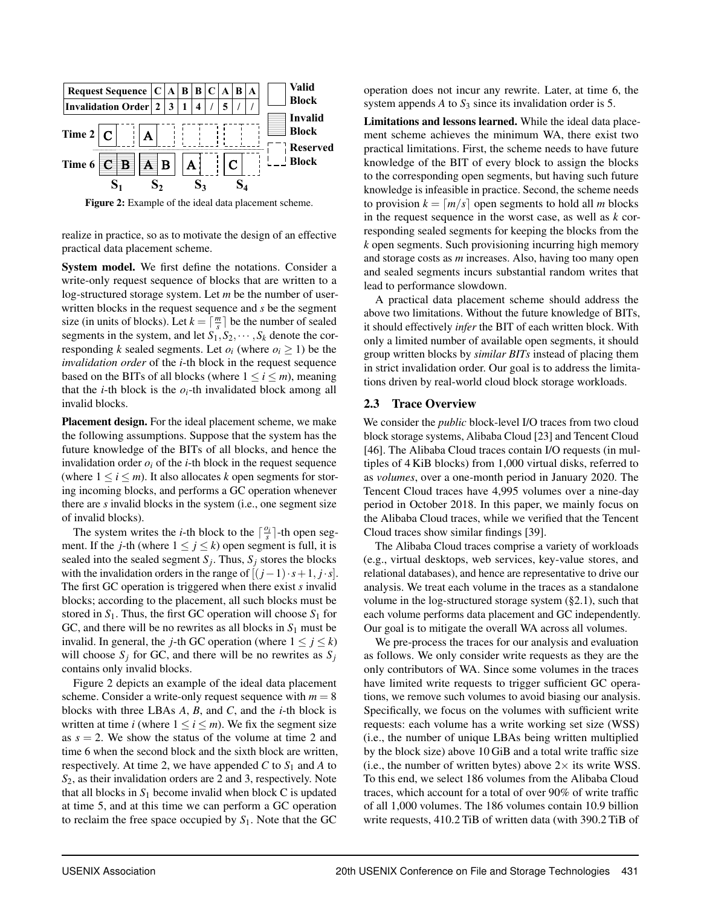| Request Sequence | C | A | B | B | C | A | B | A |
|---|---|---|---|---|---|---|---|---|
| Invalidation Order | 2 | 3 | 1 | 4 | / | 5 | / | / |

Figure 2: Example of the ideal data placement scheme.

realize in practice, so as to motivate the design of an effective practical data placement scheme.

**System model.** We first define the notations. Consider a write-only request sequence of blocks that are written to a log-structured storage system. Let $m$ be the number of user-written blocks in the request sequence and $s$ be the segment size (in units of blocks). Let $k = \lceil \frac{m}{s} \rceil$ be the number of sealed segments in the system, and let $S_1, S_2, \cdots, S_k$ denote the corresponding $k$ sealed segments. Let $o_i$ (where $o_i \geq 1$) be the *invalidation order* of the $i$-th block in the request sequence based on the BITs of all blocks (where $1 \leq i \leq m$), meaning that the $i$-th block is the $o_i$-th invalidated block among all invalid blocks.

**Placement design.** For the ideal placement scheme, we make the following assumptions. Suppose that the system has the future knowledge of the BITs of all blocks, and hence the invalidation order $o_i$ of the $i$-th block in the request sequence (where $1 \leq i \leq m$). It also allocates $k$ open segments for storing incoming blocks, and performs a GC operation whenever there are $s$ invalid blocks in the system (i.e., one segment size of invalid blocks).

The system writes the $i$-th block to the $\lceil \frac{o_i}{s} \rceil$-th open segment. If the $j$-th (where $1 \leq j \leq k$) open segment is full, it is sealed into the sealed segment $S_j$. Thus, $S_j$ stores the blocks with the invalidation orders in the range of $[(j-1) \cdot s + 1, j \cdot s]$. The first GC operation is triggered when there exist $s$ invalid blocks; according to the placement, all such blocks must be stored in $S_1$. Thus, the first GC operation will choose $S_1$ for GC, and there will be no rewrites as all blocks in $S_1$ must be invalid. In general, the $j$-th GC operation (where $1 \leq j \leq k$) will choose $S_j$ for GC, and there will be no rewrites as $S_j$ contains only invalid blocks.

Figure 2 depicts an example of the ideal data placement scheme. Consider a write-only request sequence with $m = 8$ blocks with three LBAs $A$, $B$, and $C$, and the $i$-th block is written at time $i$ (where $1 \leq i \leq m$). We fix the segment size as $s = 2$. We show the status of the volume at time 2 and time 6 when the second block and the sixth block are written, respectively. At time 2, we have appended $C$ to $S_1$ and $A$ to $S_2$, as their invalidation orders are 2 and 3, respectively. Note that all blocks in $S_1$ become invalid when block C is updated at time 5, and at this time we can perform a GC operation to reclaim the free space occupied by $S_1$. Note that the GC operation does not incur any rewrite. Later, at time 6, the system appends $A$ to $S_3$ since its invalidation order is 5.

**Limitations and lessons learned.** While the ideal data placement scheme achieves the minimum WA, there exist two practical limitations. First, the scheme needs to have future knowledge of the BIT of every block to assign the blocks to the corresponding open segments, but having such future knowledge is infeasible in practice. Second, the scheme needs to provision $k = \lceil m/s \rceil$ open segments to hold all $m$ blocks in the request sequence in the worst case, as well as $k$ corresponding sealed segments for keeping the blocks from the $k$ open segments. Such provisioning incurring high memory and storage costs as $m$ increases. Also, having too many open and sealed segments incurs substantial random writes that lead to performance slowdown.

A practical data placement scheme should address the above two limitations. Without the future knowledge of BITs, it should effectively *infer* the BIT of each written block. With only a limited number of available open segments, it should group written blocks by *similar BITs* instead of placing them in strict invalidation order. Our goal is to address the limitations driven by real-world cloud block storage workloads.

## 2.3 Trace Overview

We consider the *public* block-level I/O traces from two cloud block storage systems, Alibaba Cloud [23] and Tencent Cloud [46]. The Alibaba Cloud traces contain I/O requests (in multiples of 4 KiB blocks) from 1,000 virtual disks, referred to as *volumes*, over a one-month period in January 2020. The Tencent Cloud traces have 4,995 volumes over a nine-day period in October 2018. In this paper, we mainly focus on the Alibaba Cloud traces, while we verified that the Tencent Cloud traces show similar findings [39].

The Alibaba Cloud traces comprise a variety of workloads (e.g., virtual desktops, web services, key-value stores, and relational databases), and hence are representative to drive our analysis. We treat each volume in the traces as a standalone volume in the log-structured storage system (§2.1), such that each volume performs data placement and GC independently. Our goal is to mitigate the overall WA across all volumes.

We pre-process the traces for our analysis and evaluation as follows. We only consider write requests as they are the only contributors of WA. Since some volumes in the traces have limited write requests to trigger sufficient GC operations, we remove such volumes to avoid biasing our analysis. Specifically, we focus on the volumes with sufficient write requests: each volume has a write working set size (WSS) (i.e., the number of unique LBAs being written multiplied by the block size) above 10 GiB and a total write traffic size (i.e., the number of written bytes) above 2× its write WSS. To this end, we select 186 volumes from the Alibaba Cloud traces, which account for a total of over 90% of write traffic of all 1,000 volumes. The 186 volumes contain 10.9 billion write requests, 410.2 TiB of written data (with 390.2 TiB of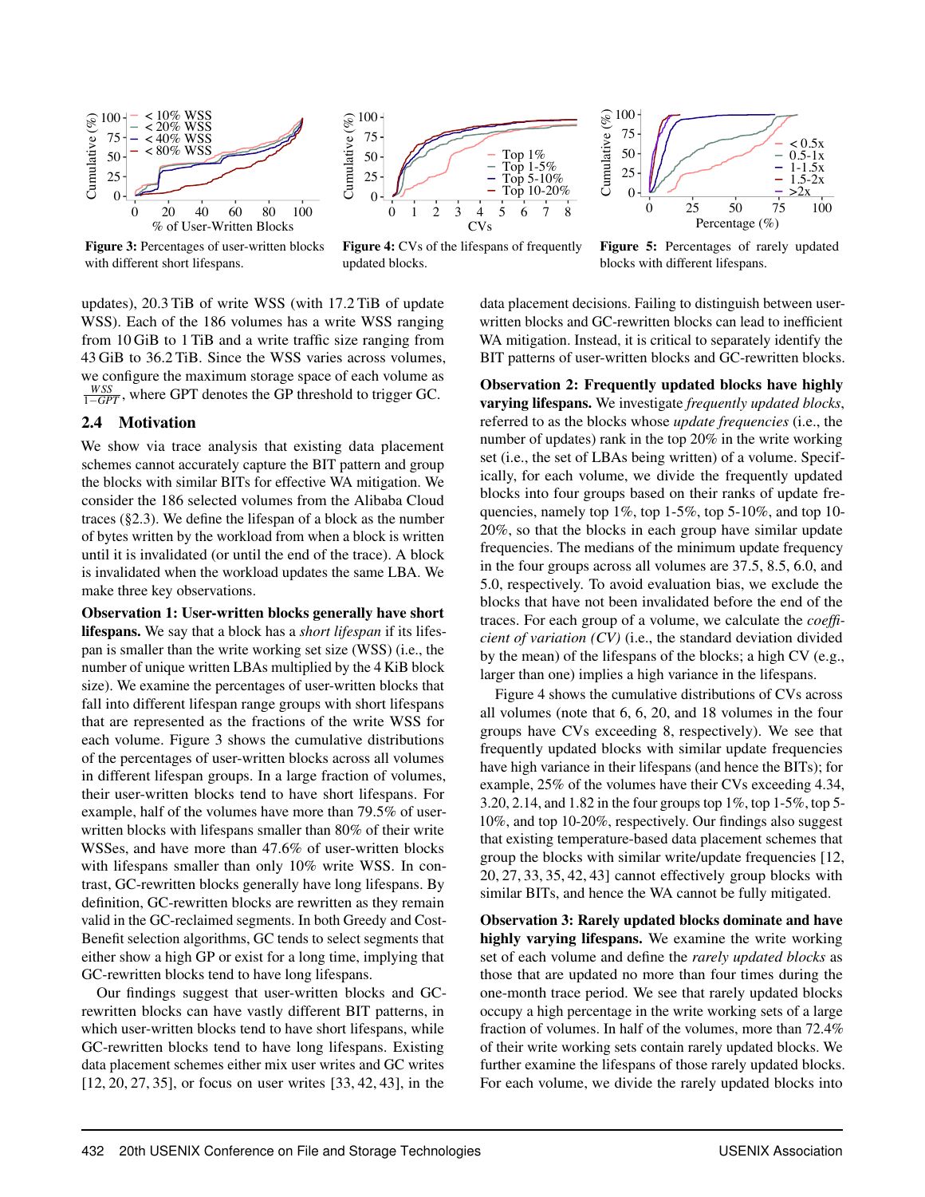**Figure 3:** Percentages of user-written blocks with different short lifespans.

**Figure 4:** CVs of the lifespans of frequently updated blocks.

**Figure 5:** Percentages of rarely updated blocks with different lifespans.

updates), 20.3 TiB of write WSS (with 17.2 TiB of update WSS). Each of the 186 volumes has a write WSS ranging from 10 GiB to 1 TiB and a write traffic size ranging from 43 GiB to 36.2 TiB. Since the WSS varies across volumes, we configure the maximum storage space of each volume as $\frac{WSS}{1-GPT}$, where GPT denotes the GP threshold to trigger GC.

## 2.4 Motivation

We show via trace analysis that existing data placement schemes cannot accurately capture the BIT pattern and group the blocks with similar BITs for effective WA mitigation. We consider the 186 selected volumes from the Alibaba Cloud traces (§2.3). We define the lifespan of a block as the number of bytes written by the workload from when a block is written until it is invalidated (or until the end of the trace). A block is invalidated when the workload updates the same LBA. We make three key observations.

**Observation 1: User-written blocks generally have short lifespans.** We say that a block has a *short lifespan* if its lifespan is smaller than the write working set size (WSS) (i.e., the number of unique written LBAs multiplied by the 4 KiB block size). We examine the percentages of user-written blocks that fall into different lifespan range groups with short lifespans that are represented as the fractions of the write WSS for each volume. Figure 3 shows the cumulative distributions of the percentages of user-written blocks across all volumes in different lifespan groups. In a large fraction of volumes, their user-written blocks tend to have short lifespans. For example, half of the volumes have more than 79.5% of user-written blocks with lifespans smaller than 80% of their write WSSes, and have more than 47.6% of user-written blocks with lifespans smaller than only 10% write WSS. In contrast, GC-rewritten blocks generally have long lifespans. By definition, GC-rewritten blocks are rewritten as they remain valid in the GC-reclaimed segments. In both Greedy and Cost-Benefit selection algorithms, GC tends to select segments that either show a high GP or exist for a long time, implying that GC-rewritten blocks tend to have long lifespans.

Our findings suggest that user-written blocks and GC-rewritten blocks can have vastly different BIT patterns, in which user-written blocks tend to have short lifespans, while GC-rewritten blocks tend to have long lifespans. Existing data placement schemes either mix user writes and GC writes [12, 20, 27, 35], or focus on user writes [33, 42, 43], in the data placement decisions. Failing to distinguish between user-written blocks and GC-rewritten blocks can lead to inefficient WA mitigation. Instead, it is critical to separately identify the BIT patterns of user-written blocks and GC-rewritten blocks.

**Observation 2: Frequently updated blocks have highly varying lifespans.** We investigate *frequently updated blocks*, referred to as the blocks whose *update frequencies* (i.e., the number of updates) rank in the top 20% in the write working set (i.e., the set of LBAs being written) of a volume. Specifically, for each volume, we divide the frequently updated blocks into four groups based on their ranks of update frequencies, namely top 1%, top 1-5%, top 5-10%, and top 10-20%, so that the blocks in each group have similar update frequencies. The medians of the minimum update frequency in the four groups across all volumes are 37.5, 8.5, 6.0, and 5.0, respectively. To avoid evaluation bias, we exclude the blocks that have not been invalidated before the end of the traces. For each group of a volume, we calculate the *coefficient of variation (CV)* (i.e., the standard deviation divided by the mean) of the lifespans of the blocks; a high CV (e.g., larger than one) implies a high variance in the lifespans.

Figure 4 shows the cumulative distributions of CVs across all volumes (note that 6, 6, 20, and 18 volumes in the four groups have CVs exceeding 8, respectively). We see that frequently updated blocks with similar update frequencies have high variance in their lifespans (and hence the BITs); for example, 25% of the volumes have their CVs exceeding 4.34, 3.20, 2.14, and 1.82 in the four groups top 1%, top 1-5%, top 5-10%, and top 10-20%, respectively. Our findings also suggest that existing temperature-based data placement schemes that group the blocks with similar write/update frequencies [12, 20, 27, 33, 35, 42, 43] cannot effectively group blocks with similar BITs, and hence the WA cannot be fully mitigated.

**Observation 3: Rarely updated blocks dominate and have highly varying lifespans.** We examine the write working set of each volume and define the *rarely updated blocks* as those that are updated no more than four times during the one-month trace period. We see that rarely updated blocks occupy a high percentage in the write working sets of a large fraction of volumes. In half of the volumes, more than 72.4% of their write working sets contain rarely updated blocks. We further examine the lifespans of those rarely updated blocks. For each volume, we divide the rarely updated blocks into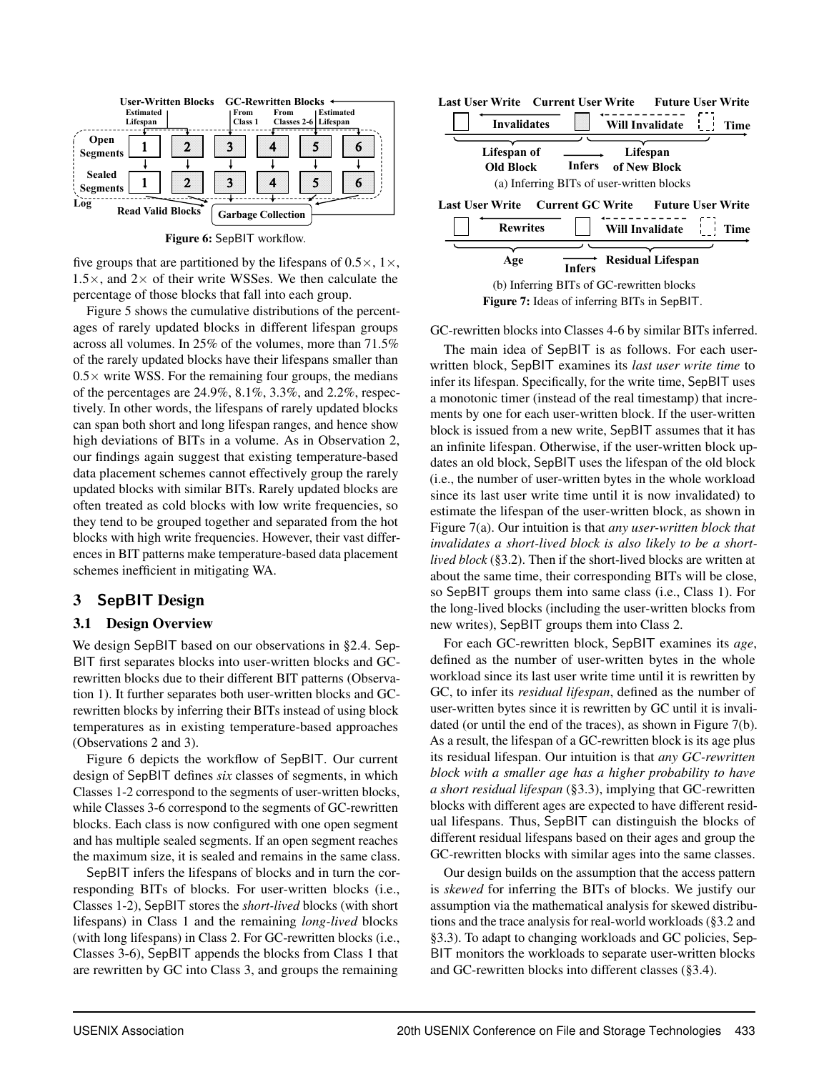Figure 6: SepBIT workflow.

five groups that are partitioned by the lifespans of 0.5×, 1×, 1.5×, and 2× of their write WSSes. We then calculate the percentage of those blocks that fall into each group.

Figure 5 shows the cumulative distributions of the percentages of rarely updated blocks in different lifespan groups across all volumes. In 25% of the volumes, more than 71.5% of the rarely updated blocks have their lifespans smaller than 0.5× write WSS. For the remaining four groups, the medians of the percentages are 24.9%, 8.1%, 3.3%, and 2.2%, respectively. In other words, the lifespans of rarely updated blocks can span both short and long lifespan ranges, and hence show high deviations of BITs in a volume. As in Observation 2, our findings again suggest that existing temperature-based data placement schemes cannot effectively group the rarely updated blocks with similar BITs. Rarely updated blocks are often treated as cold blocks with low write frequencies, so they tend to be grouped together and separated from the hot blocks with high write frequencies. However, their vast differences in BIT patterns make temperature-based data placement schemes inefficient in mitigating WA.

## 3 SepBIT Design

### 3.1 Design Overview

We design SepBIT based on our observations in §2.4. SepBIT first separates blocks into user-written blocks and GC-rewritten blocks due to their different BIT patterns (Observation 1). It further separates both user-written blocks and GC-rewritten blocks by inferring their BITs instead of using block temperatures as in existing temperature-based approaches (Observations 2 and 3).

Figure 6 depicts the workflow of SepBIT. Our current design of SepBIT defines *six* classes of segments, in which Classes 1-2 correspond to the segments of user-written blocks, while Classes 3-6 correspond to the segments of GC-rewritten blocks. Each class is now configured with one open segment and has multiple sealed segments. If an open segment reaches the maximum size, it is sealed and remains in the same class.

SepBIT infers the lifespans of blocks and in turn the corresponding BITs of blocks. For user-written blocks (i.e., Classes 1-2), SepBIT stores the *short-lived* blocks (with short lifespans) in Class 1 and the remaining *long-lived* blocks (with long lifespans) in Class 2. For GC-rewritten blocks (i.e., Classes 3-6), SepBIT appends the blocks from Class 1 that are rewritten by GC into Class 3, and groups the remaining GC-rewritten blocks into Classes 4-6 by similar BITs inferred.

(a) Inferring BITs of user-written blocks

(b) Inferring BITs of GC-rewritten blocks

Figure 7: Ideas of inferring BITs in SepBIT.

The main idea of SepBIT is as follows. For each user-written block, SepBIT examines its *last user write time* to infer its lifespan. Specifically, for the write time, SepBIT uses a monotonic timer (instead of the real timestamp) that increments by one for each user-written block. If the user-written block is issued from a new write, SepBIT assumes that it has an infinite lifespan. Otherwise, if the user-written block updates an old block, SepBIT uses the lifespan of the old block (i.e., the number of user-written bytes in the whole workload since its last user write time until it is now invalidated) to estimate the lifespan of the user-written block, as shown in Figure 7(a). Our intuition is that *any user-written block that invalidates a short-lived block is also likely to be a short-lived block* (§3.2). Then if the short-lived blocks are written at about the same time, their corresponding BITs will be close, so SepBIT groups them into same class (i.e., Class 1). For the long-lived blocks (including the user-written blocks from new writes), SepBIT groups them into Class 2.

For each GC-rewritten block, SepBIT examines its *age*, defined as the number of user-written bytes in the whole workload since its last user write time until it is rewritten by GC, to infer its *residual lifespan*, defined as the number of user-written bytes since it is rewritten by GC until it is invalidated (or until the end of the traces), as shown in Figure 7(b). As a result, the lifespan of a GC-rewritten block is its age plus its residual lifespan. Our intuition is that *any GC-rewritten block with a smaller age has a higher probability to have a short residual lifespan* (§3.3), implying that GC-rewritten blocks with different ages are expected to have different residual lifespans. Thus, SepBIT can distinguish the blocks of different residual lifespans based on their ages and group the GC-rewritten blocks with similar ages into the same classes.

Our design builds on the assumption that the access pattern is *skewed* for inferring the BITs of blocks. We justify our assumption via the mathematical analysis for skewed distributions and the trace analysis for real-world workloads (§3.2 and §3.3). To adapt to changing workloads and GC policies, SepBIT monitors the workloads to separate user-written blocks and GC-rewritten blocks into different classes (§3.4).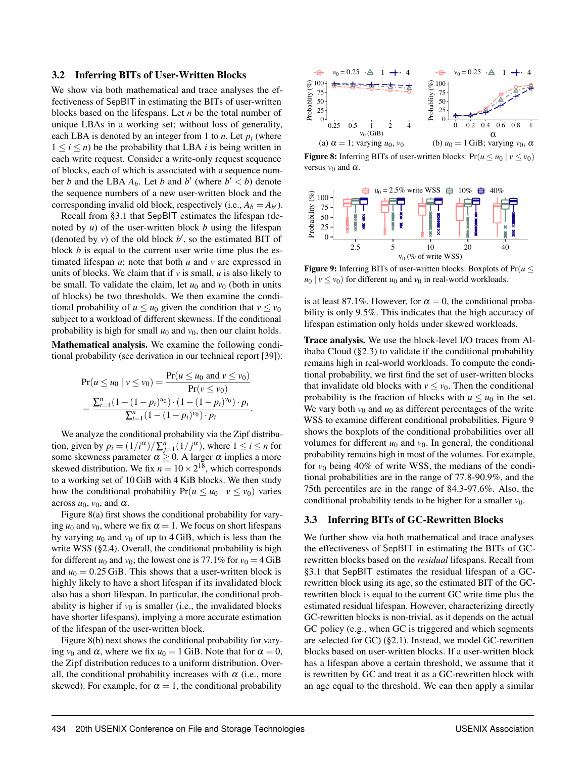### 3.2 Inferring BITs of User-Written Blocks

We show via both mathematical and trace analyses the effectiveness of SepBIT in estimating the BITs of user-written blocks based on the lifespans. Let $n$ be the total number of unique LBAs in a working set; without loss of generality, each LBA is denoted by an integer from 1 to $n$. Let $p_i$ (where $1 \leq i \leq n$) be the probability that LBA $i$ is being written in each write request. Consider a write-only request sequence of blocks, each of which is associated with a sequence number $b$ and the LBA $A_b$. Let $b$ and $b'$ (where $b' < b$) denote the sequence numbers of a new user-written block and the corresponding invalid old block, respectively (i.e., $A_b = A_{b'}$).

Recall from §3.1 that SepBIT estimates the lifespan (denoted by $u$) of the user-written block $b$ using the lifespan (denoted by $v$) of the old block $b'$, so the estimated BIT of block $b$ is equal to the current user write time plus the estimated lifespan $u$; note that both $u$ and $v$ are expressed in units of blocks. We claim that if $v$ is small, $u$ is also likely to be small. To validate the claim, let $u_0$ and $v_0$ (both in units of blocks) be two thresholds. We then examine the conditional probability of $u \leq u_0$ given the condition that $v \leq v_0$ subject to a workload of different skewness. If the conditional probability is high for small $u_0$ and $v_0$, then our claim holds.

**Mathematical analysis.** We examine the following conditional probability (see derivation in our technical report [39]):

$$
\begin{aligned}
\Pr(u \leq u_0 \mid v \leq v_0) &= \frac{\Pr(u \leq u_0 \text{ and } v \leq v_0)}{\Pr(v \leq v_0)} \\
&= \frac{\sum_{i=1}^{n}(1-(1-p_i)^{u_0}) \cdot (1-(1-p_i)^{v_0}) \cdot p_i}{\sum_{i=1}^{n}(1-(1-p_i)^{v_0}) \cdot p_i}.
\end{aligned}
$$

We analyze the conditional probability via the Zipf distribution, given by $p_i = (1/i^{\alpha}) / \sum_{j=1}^{n}(1/j^{\alpha})$, where $1 \leq i \leq n$ for some skewness parameter $\alpha \geq 0$. A larger $\alpha$ implies a more skewed distribution. We fix $n = 10 \times 2^{18}$, which corresponds to a working set of 10 GiB with 4 KiB blocks. We then study how the conditional probability $\Pr(u \leq u_0 \mid v \leq v_0)$ varies across $u_0$, $v_0$, and $\alpha$.

Figure 8(a) first shows the conditional probability for varying $u_0$ and $v_0$, where we fix $\alpha = 1$. We focus on short lifespans by varying $u_0$ and $v_0$ of up to 4 GiB, which is less than the write WSS (§2.4). Overall, the conditional probability is high for different $u_0$ and $v_0$; the lowest one is 77.1% for $v_0 = 4$ GiB and $u_0 = 0.25$ GiB. This shows that a user-written block is highly likely to have a short lifespan if its invalidated block also has a short lifespan. In particular, the conditional probability is higher if $v_0$ is smaller (i.e., the invalidated blocks have shorter lifespans), implying a more accurate estimation of the lifespan of the user-written block.

Figure 8(b) next shows the conditional probability for varying $v_0$ and $\alpha$, where we fix $u_0 = 1$ GiB. Note that for $\alpha = 0$, the Zipf distribution reduces to a uniform distribution. Overall, the conditional probability increases with $\alpha$ (i.e., more skewed). For example, for $\alpha = 1$, the conditional probability is at least 87.1%. However, for $\alpha = 0$, the conditional probability is only 9.5%. This indicates that the high accuracy of lifespan estimation only holds under skewed workloads.

Figure 8: Inferring BITs of user-written blocks: $\Pr(u \leq u_0 \mid v \leq v_0)$ versus $v_0$ and $\alpha$. (a) $\alpha = 1$; varying $u_0$, $v_0$ (b) $u_0 = 1$ GiB; varying $v_0$, $\alpha$

Figure 9: Inferring BITs of user-written blocks: Boxplots of $\Pr(u \leq u_0 \mid v \leq v_0)$ for different $u_0$ and $v_0$ in real-world workloads.

**Trace analysis.** We use the block-level I/O traces from Alibaba Cloud (§2.3) to validate if the conditional probability remains high in real-world workloads. To compute the conditional probability, we first find the set of user-written blocks that invalidate old blocks with $v \leq v_0$. Then the conditional probability is the fraction of blocks with $u \leq u_0$ in the set. We vary both $v_0$ and $u_0$ as different percentages of the write WSS to examine different conditional probabilities. Figure 9 shows the boxplots of the conditional probabilities over all volumes for different $u_0$ and $v_0$. In general, the conditional probability remains high in most of the volumes. For example, for $v_0$ being 40% of write WSS, the medians of the conditional probabilities are in the range of 77.8-90.9%, and the 75th percentiles are in the range of 84.3-97.6%. Also, the conditional probability tends to be higher for a smaller $v_0$.

### 3.3 Inferring BITs of GC-Rewritten Blocks

We further show via both mathematical and trace analyses the effectiveness of SepBIT in estimating the BITs of GC-rewritten blocks based on the *residual* lifespans. Recall from §3.1 that SepBIT estimates the residual lifespan of a GC-rewritten block using its age, so the estimated BIT of the GC-rewritten block is equal to the current GC write time plus the estimated residual lifespan. However, characterizing directly GC-rewritten blocks is non-trivial, as it depends on the actual GC policy (e.g., when GC is triggered and which segments are selected for GC) (§2.1). Instead, we model GC-rewritten blocks based on user-written blocks. If a user-written block has a lifespan above a certain threshold, we assume that it is rewritten by GC and treat it as a GC-rewritten block with an age equal to the threshold. We can then apply a similar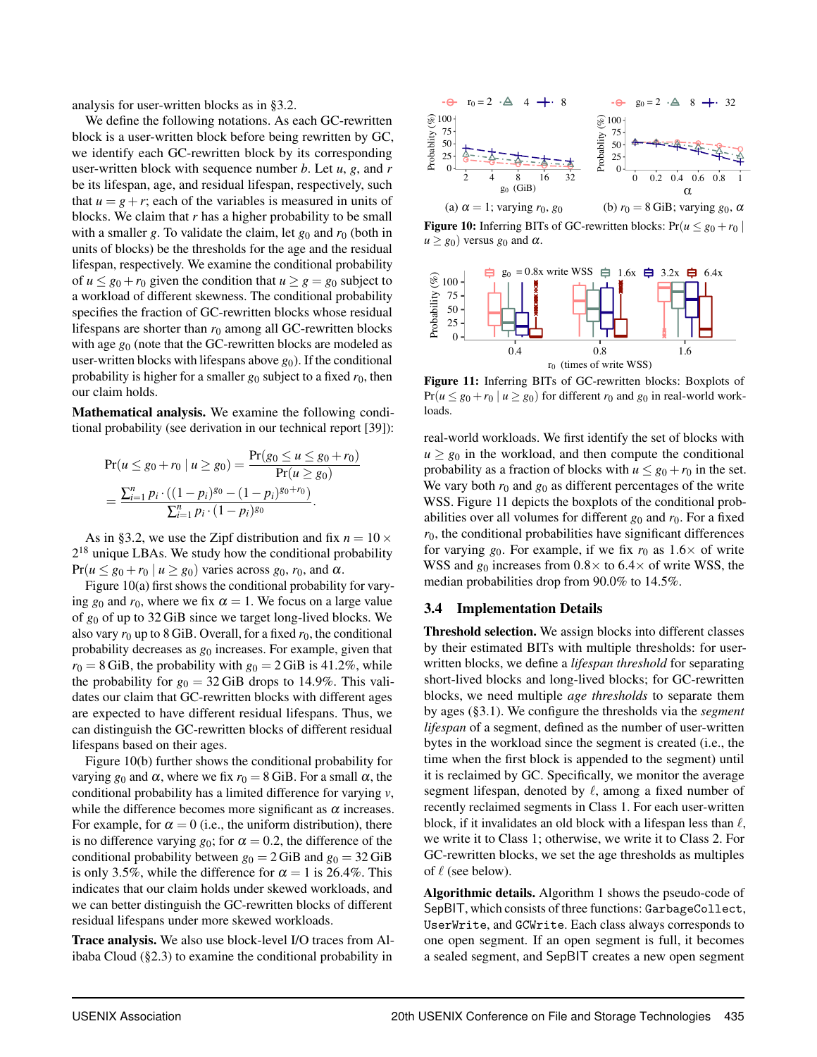analysis for user-written blocks as in §3.2.

We define the following notations. As each GC-rewritten block is a user-written block before being rewritten by GC, we identify each GC-rewritten block by its corresponding user-written block with sequence number $b$. Let $u$, $g$, and $r$ be its lifespan, age, and residual lifespan, respectively, such that $u = g + r$; each of the variables is measured in units of blocks. We claim that $r$ has a higher probability to be small with a smaller $g$. To validate the claim, let $g_0$ and $r_0$ (both in units of blocks) be the thresholds for the age and the residual lifespan, respectively. We examine the conditional probability of $u \leq g_0 + r_0$ given the condition that $u \geq g = g_0$ subject to a workload of different skewness. The conditional probability specifies the fraction of GC-rewritten blocks whose residual lifespans are shorter than $r_0$ among all GC-rewritten blocks with age $g_0$ (note that the GC-rewritten blocks are modeled as user-written blocks with lifespans above $g_0$). If the conditional probability is higher for a smaller $g_0$ subject to a fixed $r_0$, then our claim holds.

**Mathematical analysis.** We examine the following conditional probability (see derivation in our technical report [39]):

$$\Pr(u \leq g_0 + r_0 \mid u \geq g_0) = \frac{\Pr(g_0 \leq u \leq g_0 + r_0)}{\Pr(u \geq g_0)}$$
$$= \frac{\sum_{i=1}^{n} p_i \cdot ((1-p_i)^{g_0} - (1-p_i)^{g_0+r_0})}{\sum_{i=1}^{n} p_i \cdot (1-p_i)^{g_0}}.$$

As in §3.2, we use the Zipf distribution and fix $n = 10 \times 2^{18}$ unique LBAs. We study how the conditional probability $\Pr(u \leq g_0 + r_0 \mid u \geq g_0)$ varies across $g_0$, $r_0$, and $\alpha$.

Figure 10(a) first shows the conditional probability for varying $g_0$ and $r_0$, where we fix $\alpha = 1$. We focus on a large value of $g_0$ of up to 32 GiB since we target long-lived blocks. We also vary $r_0$ up to 8 GiB. Overall, for a fixed $r_0$, the conditional probability decreases as $g_0$ increases. For example, given that $r_0 = 8$ GiB, the probability with $g_0 = 2$ GiB is 41.2%, while the probability for $g_0 = 32$ GiB drops to 14.9%. This validates our claim that GC-rewritten blocks with different ages are expected to have different residual lifespans. Thus, we can distinguish the GC-rewritten blocks of different residual lifespans based on their ages.

Figure 10(b) further shows the conditional probability for varying $g_0$ and $\alpha$, where we fix $r_0 = 8$ GiB. For a small $\alpha$, the conditional probability has a limited difference for varying $v$, while the difference becomes more significant as $\alpha$ increases. For example, for $\alpha = 0$ (i.e., the uniform distribution), there is no difference varying $g_0$; for $\alpha = 0.2$, the difference of the conditional probability between $g_0 = 2$ GiB and $g_0 = 32$ GiB is only 3.5%, while the difference for $\alpha = 1$ is 26.4%. This indicates that our claim holds under skewed workloads, and we can better distinguish the GC-rewritten blocks of different residual lifespans under more skewed workloads.

**Trace analysis.** We also use block-level I/O traces from Alibaba Cloud (§2.3) to examine the conditional probability in real-world workloads. We first identify the set of blocks with $u \geq g_0$ in the workload, and then compute the conditional probability as a fraction of blocks with $u \leq g_0 + r_0$ in the set. We vary both $r_0$ and $g_0$ as different percentages of the write WSS. Figure 11 depicts the boxplots of the conditional probabilities over all volumes for different $g_0$ and $r_0$. For a fixed $r_0$, the conditional probabilities have significant differences for varying $g_0$. For example, if we fix $r_0$ as 1.6× of write WSS and $g_0$ increases from 0.8× to 6.4× of write WSS, the median probabilities drop from 90.0% to 14.5%.

Figure 10: Inferring BITs of GC-rewritten blocks: $\Pr(u \leq g_0 + r_0 \mid u \geq g_0)$ versus $g_0$ and $\alpha$. (a) $\alpha = 1$; varying $r_0$, $g_0$. (b) $r_0 = 8$ GiB; varying $g_0$, $\alpha$.

Figure 11: Inferring BITs of GC-rewritten blocks: Boxplots of $\Pr(u \leq g_0 + r_0 \mid u \geq g_0)$ for different $r_0$ and $g_0$ in real-world workloads.

## 3.4 Implementation Details

**Threshold selection.** We assign blocks into different classes by their estimated BITs with multiple thresholds: for user-written blocks, we define a *lifespan threshold* for separating short-lived blocks and long-lived blocks; for GC-rewritten blocks, we need multiple *age thresholds* to separate them by ages (§3.1). We configure the thresholds via the *segment lifespan* of a segment, defined as the number of user-written bytes in the workload since the segment is created (i.e., the time when the first block is appended to the segment) until it is reclaimed by GC. Specifically, we monitor the average segment lifespan, denoted by $\ell$, among a fixed number of recently reclaimed segments in Class 1. For each user-written block, if it invalidates an old block with a lifespan less than $\ell$, we write it to Class 1; otherwise, we write it to Class 2. For GC-rewritten blocks, we set the age thresholds as multiples of $\ell$ (see below).

**Algorithmic details.** Algorithm 1 shows the pseudo-code of SepBIT, which consists of three functions: `GarbageCollect`, `UserWrite`, and `GCWrite`. Each class always corresponds to one open segment. If an open segment is full, it becomes a sealed segment, and SepBIT creates a new open segment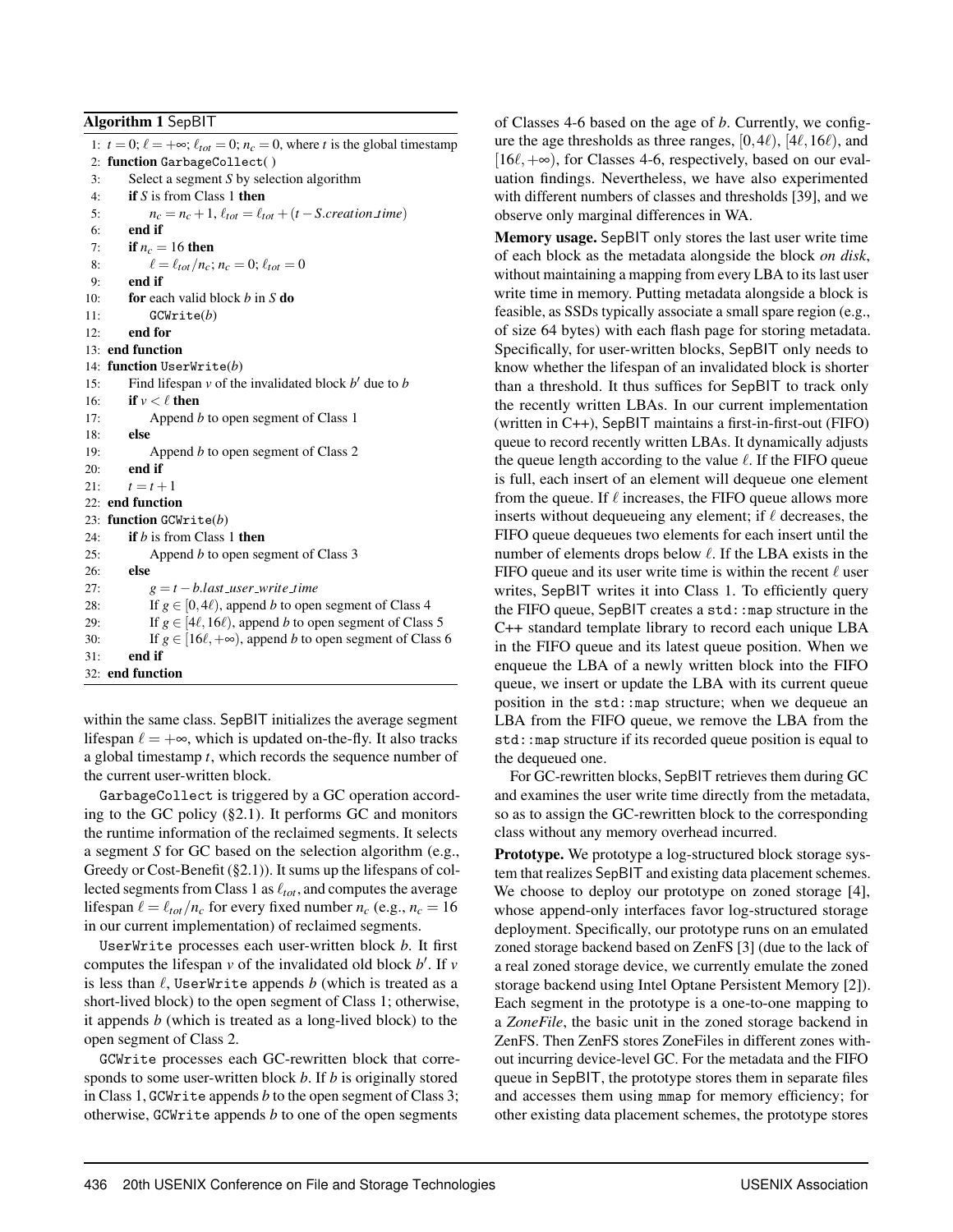**Algorithm 1** SepBIT

```
1: t = 0; ℓ = +∞; ℓ_tot = 0; n_c = 0, where t is the global timestamp
2: function GarbageCollect( )
3:     Select a segment S by selection algorithm
4:     if S is from Class 1 then
5:         n_c = n_c + 1, ℓ_tot = ℓ_tot + (t − S.creation_time)
6:     end if
7:     if n_c = 16 then
8:         ℓ = ℓ_tot / n_c; n_c = 0; ℓ_tot = 0
9:     end if
10:    for each valid block b in S do
11:        GCWrite(b)
12:    end for
13: end function
14: function UserWrite(b)
15:    Find lifespan v of the invalidated block b′ due to b
16:    if v < ℓ then
17:        Append b to open segment of Class 1
18:    else
19:        Append b to open segment of Class 2
20:    end if
21:    t = t + 1
22: end function
23: function GCWrite(b)
24:    if b is from Class 1 then
25:        Append b to open segment of Class 3
26:    else
27:        g = t − b.last_user_write_time
28:        If g ∈ [0, 4ℓ), append b to open segment of Class 4
29:        If g ∈ [4ℓ, 16ℓ), append b to open segment of Class 5
30:        If g ∈ [16ℓ, +∞), append b to open segment of Class 6
31:    end if
32: end function
```

within the same class. SepBIT initializes the average segment lifespan $\ell = +\infty$, which is updated on-the-fly. It also tracks a global timestamp $t$, which records the sequence number of the current user-written block.

GarbageCollect is triggered by a GC operation according to the GC policy (§2.1). It performs GC and monitors the runtime information of the reclaimed segments. It selects a segment $S$ for GC based on the selection algorithm (e.g., Greedy or Cost-Benefit (§2.1)). It sums up the lifespans of collected segments from Class 1 as $\ell_{tot}$, and computes the average lifespan $\ell = \ell_{tot}/n_c$ for every fixed number $n_c$ (e.g., $n_c = 16$ in our current implementation) of reclaimed segments.

UserWrite processes each user-written block $b$. It first computes the lifespan $v$ of the invalidated old block $b'$. If $v$ is less than $\ell$, UserWrite appends $b$ (which is treated as a short-lived block) to the open segment of Class 1; otherwise, it appends $b$ (which is treated as a long-lived block) to the open segment of Class 2.

GCWrite processes each GC-rewritten block that corresponds to some user-written block $b$. If $b$ is originally stored in Class 1, GCWrite appends $b$ to the open segment of Class 3; otherwise, GCWrite appends $b$ to one of the open segments of Classes 4-6 based on the age of $b$. Currently, we configure the age thresholds as three ranges, $[0, 4\ell)$, $[4\ell, 16\ell)$, and $[16\ell, +\infty)$, for Classes 4-6, respectively, based on our evaluation findings. Nevertheless, we have also experimented with different numbers of classes and thresholds [39], and we observe only marginal differences in WA.

**Memory usage.** SepBIT only stores the last user write time of each block as the metadata alongside the block *on disk*, without maintaining a mapping from every LBA to its last user write time in memory. Putting metadata alongside a block is feasible, as SSDs typically associate a small spare region (e.g., of size 64 bytes) with each flash page for storing metadata. Specifically, for user-written blocks, SepBIT only needs to know whether the lifespan of an invalidated block is shorter than a threshold. It thus suffices for SepBIT to track only the recently written LBAs. In our current implementation (written in C++), SepBIT maintains a first-in-first-out (FIFO) queue to record recently written LBAs. It dynamically adjusts the queue length according to the value $\ell$. If the FIFO queue is full, each insert of an element will dequeue one element from the queue. If $\ell$ increases, the FIFO queue allows more inserts without dequeueing any element; if $\ell$ decreases, the FIFO queue dequeues two elements for each insert until the number of elements drops below $\ell$. If the LBA exists in the FIFO queue and its user write time is within the recent $\ell$ user writes, SepBIT writes it into Class 1. To efficiently query the FIFO queue, SepBIT creates a `std::map` structure in the C++ standard template library to record each unique LBA in the FIFO queue and its latest queue position. When we enqueue the LBA of a newly written block into the FIFO queue, we insert or update the LBA with its current queue position in the `std::map` structure; when we dequeue an LBA from the FIFO queue, we remove the LBA from the `std::map` structure if its recorded queue position is equal to the dequeued one.

For GC-rewritten blocks, SepBIT retrieves them during GC and examines the user write time directly from the metadata, so as to assign the GC-rewritten block to the corresponding class without any memory overhead incurred.

**Prototype.** We prototype a log-structured block storage system that realizes SepBIT and existing data placement schemes. We choose to deploy our prototype on zoned storage [4], whose append-only interfaces favor log-structured storage deployment. Specifically, our prototype runs on an emulated zoned storage backend based on ZenFS [3] (due to the lack of a real zoned storage device, we currently emulate the zoned storage backend using Intel Optane Persistent Memory [2]). Each segment in the prototype is a one-to-one mapping to a *ZoneFile*, the basic unit in the zoned storage backend in ZenFS. Then ZenFS stores ZoneFiles in different zones without incurring device-level GC. For the metadata and the FIFO queue in SepBIT, the prototype stores them in separate files and accesses them using `mmap` for memory efficiency; for other existing data placement schemes, the prototype stores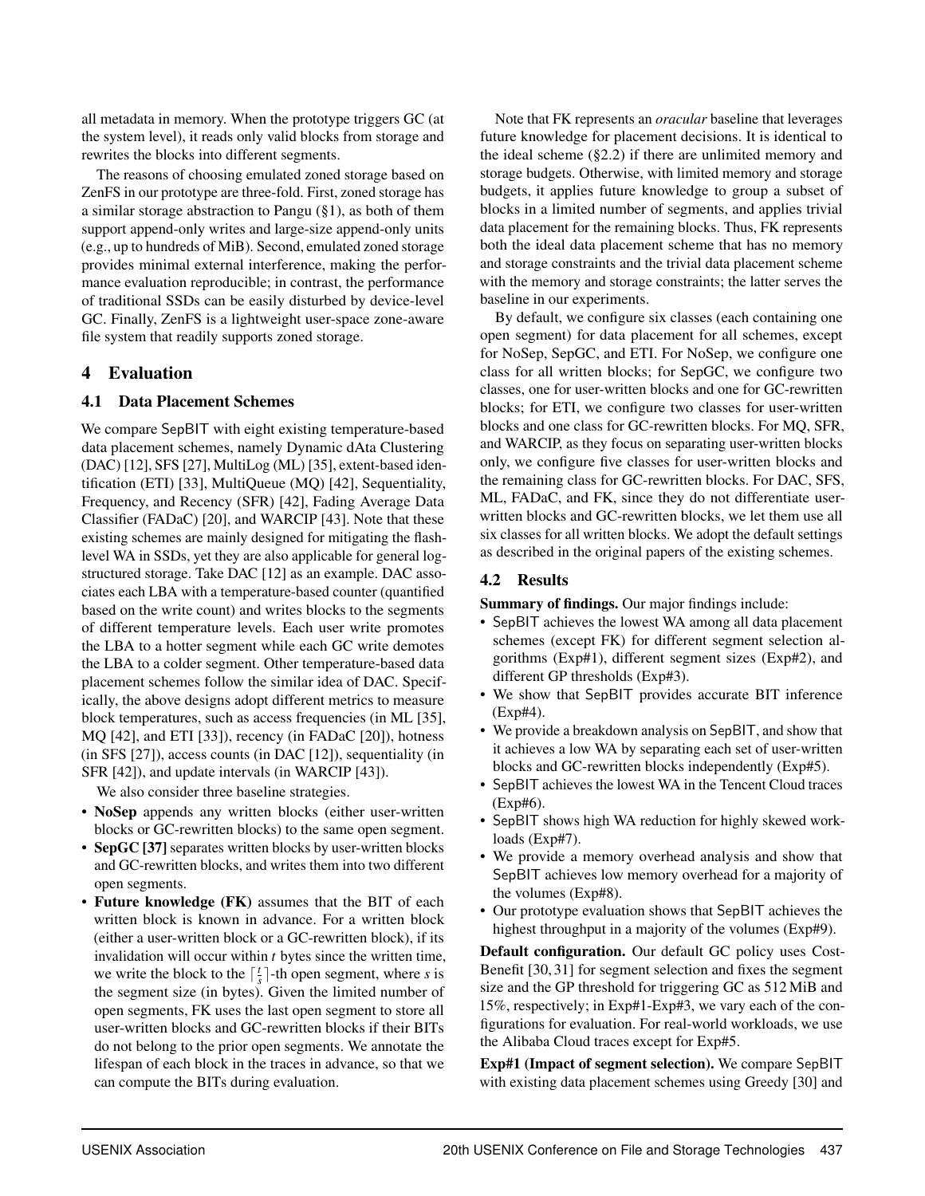all metadata in memory. When the prototype triggers GC (at the system level), it reads only valid blocks from storage and rewrites the blocks into different segments.

The reasons of choosing emulated zoned storage based on ZenFS in our prototype are three-fold. First, zoned storage has a similar storage abstraction to Pangu (§1), as both of them support append-only writes and large-size append-only units (e.g., up to hundreds of MiB). Second, emulated zoned storage provides minimal external interference, making the performance evaluation reproducible; in contrast, the performance of traditional SSDs can be easily disturbed by device-level GC. Finally, ZenFS is a lightweight user-space zone-aware file system that readily supports zoned storage.

## 4 Evaluation

### 4.1 Data Placement Schemes

We compare SepBIT with eight existing temperature-based data placement schemes, namely Dynamic dAta Clustering (DAC) [12], SFS [27], MultiLog (ML) [35], extent-based identification (ETI) [33], MultiQueue (MQ) [42], Sequentiality, Frequency, and Recency (SFR) [42], Fading Average Data Classifier (FADaC) [20], and WARCIP [43]. Note that these existing schemes are mainly designed for mitigating the flash-level WA in SSDs, yet they are also applicable for general log-structured storage. Take DAC [12] as an example. DAC associates each LBA with a temperature-based counter (quantified based on the write count) and writes blocks to the segments of different temperature levels. Each user write promotes the LBA to a hotter segment while each GC write demotes the LBA to a colder segment. Other temperature-based data placement schemes follow the similar idea of DAC. Specifically, the above designs adopt different metrics to measure block temperatures, such as access frequencies (in ML [35], MQ [42], and ETI [33]), recency (in FADaC [20]), hotness (in SFS [27]), access counts (in DAC [12]), sequentiality (in SFR [42]), and update intervals (in WARCIP [43]).

We also consider three baseline strategies.

- **NoSep** appends any written blocks (either user-written blocks or GC-rewritten blocks) to the same open segment.
- **SepGC [37]** separates written blocks by user-written blocks and GC-rewritten blocks, and writes them into two different open segments.
- **Future knowledge (FK)** assumes that the BIT of each written block is known in advance. For a written block (either a user-written block or a GC-rewritten block), if its invalidation will occur within $t$ bytes since the written time, we write the block to the $\lceil \frac{t}{s} \rceil$-th open segment, where $s$ is the segment size (in bytes). Given the limited number of open segments, FK uses the last open segment to store all user-written blocks and GC-rewritten blocks if their BITs do not belong to the prior open segments. We annotate the lifespan of each block in the traces in advance, so that we can compute the BITs during evaluation.

Note that FK represents an *oracular* baseline that leverages future knowledge for placement decisions. It is identical to the ideal scheme (§2.2) if there are unlimited memory and storage budgets. Otherwise, with limited memory and storage budgets, it applies future knowledge to group a subset of blocks in a limited number of segments, and applies trivial data placement for the remaining blocks. Thus, FK represents both the ideal data placement scheme that has no memory and storage constraints and the trivial data placement scheme with the memory and storage constraints; the latter serves the baseline in our experiments.

By default, we configure six classes (each containing one open segment) for data placement for all schemes, except for NoSep, SepGC, and ETI. For NoSep, we configure one class for all written blocks; for SepGC, we configure two classes, one for user-written blocks and one for GC-rewritten blocks; for ETI, we configure two classes for user-written blocks and one class for GC-rewritten blocks. For MQ, SFR, and WARCIP, as they focus on separating user-written blocks only, we configure five classes for user-written blocks and the remaining class for GC-rewritten blocks. For DAC, SFS, ML, FADaC, and FK, since they do not differentiate user-written blocks and GC-rewritten blocks, we let them use all six classes for all written blocks. We adopt the default settings as described in the original papers of the existing schemes.

### 4.2 Results

**Summary of findings.** Our major findings include:

- SepBIT achieves the lowest WA among all data placement schemes (except FK) for different segment selection algorithms (Exp#1), different segment sizes (Exp#2), and different GP thresholds (Exp#3).
- We show that SepBIT provides accurate BIT inference (Exp#4).
- We provide a breakdown analysis on SepBIT, and show that it achieves a low WA by separating each set of user-written blocks and GC-rewritten blocks independently (Exp#5).
- SepBIT achieves the lowest WA in the Tencent Cloud traces (Exp#6).
- SepBIT shows high WA reduction for highly skewed workloads (Exp#7).
- We provide a memory overhead analysis and show that SepBIT achieves low memory overhead for a majority of the volumes (Exp#8).
- Our prototype evaluation shows that SepBIT achieves the highest throughput in a majority of the volumes (Exp#9).

**Default configuration.** Our default GC policy uses Cost-Benefit [30, 31] for segment selection and fixes the segment size and the GP threshold for triggering GC as 512 MiB and 15%, respectively; in Exp#1-Exp#3, we vary each of the configurations for evaluation. For real-world workloads, we use the Alibaba Cloud traces except for Exp#5.

**Exp#1 (Impact of segment selection).** We compare SepBIT with existing data placement schemes using Greedy [30] and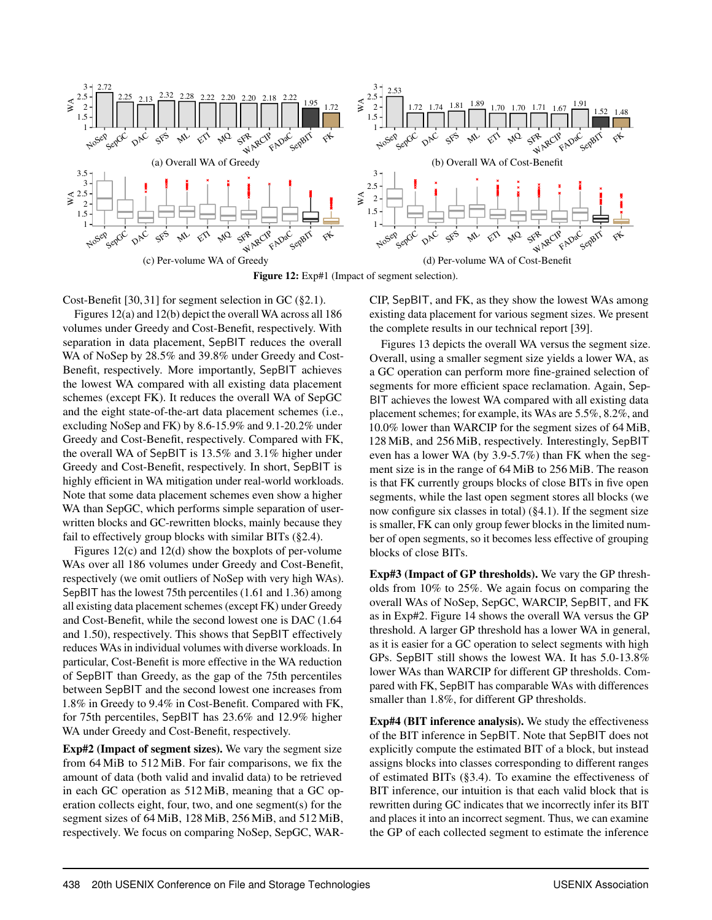Figure 12: Exp#1 (Impact of segment selection).

Cost-Benefit [30, 31] for segment selection in GC (§2.1).

Figures 12(a) and 12(b) depict the overall WA across all 186 volumes under Greedy and Cost-Benefit, respectively. With separation in data placement, SepBIT reduces the overall WA of NoSep by 28.5% and 39.8% under Greedy and Cost-Benefit, respectively. More importantly, SepBIT achieves the lowest WA compared with all existing data placement schemes (except FK). It reduces the overall WA of SepGC and the eight state-of-the-art data placement schemes (i.e., excluding NoSep and FK) by 8.6-15.9% and 9.1-20.2% under Greedy and Cost-Benefit, respectively. Compared with FK, the overall WA of SepBIT is 13.5% and 3.1% higher under Greedy and Cost-Benefit, respectively. In short, SepBIT is highly efficient in WA mitigation under real-world workloads. Note that some data placement schemes even show a higher WA than SepGC, which performs simple separation of user-written blocks and GC-rewritten blocks, mainly because they fail to effectively group blocks with similar BITs (§2.4).

Figures 12(c) and 12(d) show the boxplots of per-volume WAs over all 186 volumes under Greedy and Cost-Benefit, respectively (we omit outliers of NoSep with very high WAs). SepBIT has the lowest 75th percentiles (1.61 and 1.36) among all existing data placement schemes (except FK) under Greedy and Cost-Benefit, while the second lowest one is DAC (1.64 and 1.50), respectively. This shows that SepBIT effectively reduces WAs in individual volumes with diverse workloads. In particular, Cost-Benefit is more effective in the WA reduction of SepBIT than Greedy, as the gap of the 75th percentiles between SepBIT and the second lowest one increases from 1.8% in Greedy to 9.4% in Cost-Benefit. Compared with FK, for 75th percentiles, SepBIT has 23.6% and 12.9% higher WA under Greedy and Cost-Benefit, respectively.

**Exp#2 (Impact of segment sizes).** We vary the segment size from 64 MiB to 512 MiB. For fair comparisons, we fix the amount of data (both valid and invalid data) to be retrieved in each GC operation as 512 MiB, meaning that a GC operation collects eight, four, two, and one segment(s) for the segment sizes of 64 MiB, 128 MiB, 256 MiB, and 512 MiB, respectively. We focus on comparing NoSep, SepGC, WARCIP, SepBIT, and FK, as they show the lowest WAs among existing data placement for various segment sizes. We present the complete results in our technical report [39].

Figures 13 depicts the overall WA versus the segment size. Overall, using a smaller segment size yields a lower WA, as a GC operation can perform more fine-grained selection of segments for more efficient space reclamation. Again, SepBIT achieves the lowest WA compared with all existing data placement schemes; for example, its WAs are 5.5%, 8.2%, and 10.0% lower than WARCIP for the segment sizes of 64 MiB, 128 MiB, and 256 MiB, respectively. Interestingly, SepBIT even has a lower WA (by 3.9-5.7%) than FK when the segment size is in the range of 64 MiB to 256 MiB. The reason is that FK currently groups blocks of close BITs in five open segments, while the last open segment stores all blocks (we now configure six classes in total) (§4.1). If the segment size is smaller, FK can only group fewer blocks in the limited number of open segments, so it becomes less effective of grouping blocks of close BITs.

**Exp#3 (Impact of GP thresholds).** We vary the GP thresholds from 10% to 25%. We again focus on comparing the overall WAs of NoSep, SepGC, WARCIP, SepBIT, and FK as in Exp#2. Figure 14 shows the overall WA versus the GP threshold. A larger GP threshold has a lower WA in general, as it is easier for a GC operation to select segments with high GPs. SepBIT still shows the lowest WA. It has 5.0-13.8% lower WAs than WARCIP for different GP thresholds. Compared with FK, SepBIT has comparable WAs with differences smaller than 1.8%, for different GP thresholds.

**Exp#4 (BIT inference analysis).** We study the effectiveness of the BIT inference in SepBIT. Note that SepBIT does not explicitly compute the estimated BIT of a block, but instead assigns blocks into classes corresponding to different ranges of estimated BITs (§3.4). To examine the effectiveness of BIT inference, our intuition is that each valid block that is rewritten during GC indicates that we incorrectly infer its BIT and places it into an incorrect segment. Thus, we can examine the GP of each collected segment to estimate the inference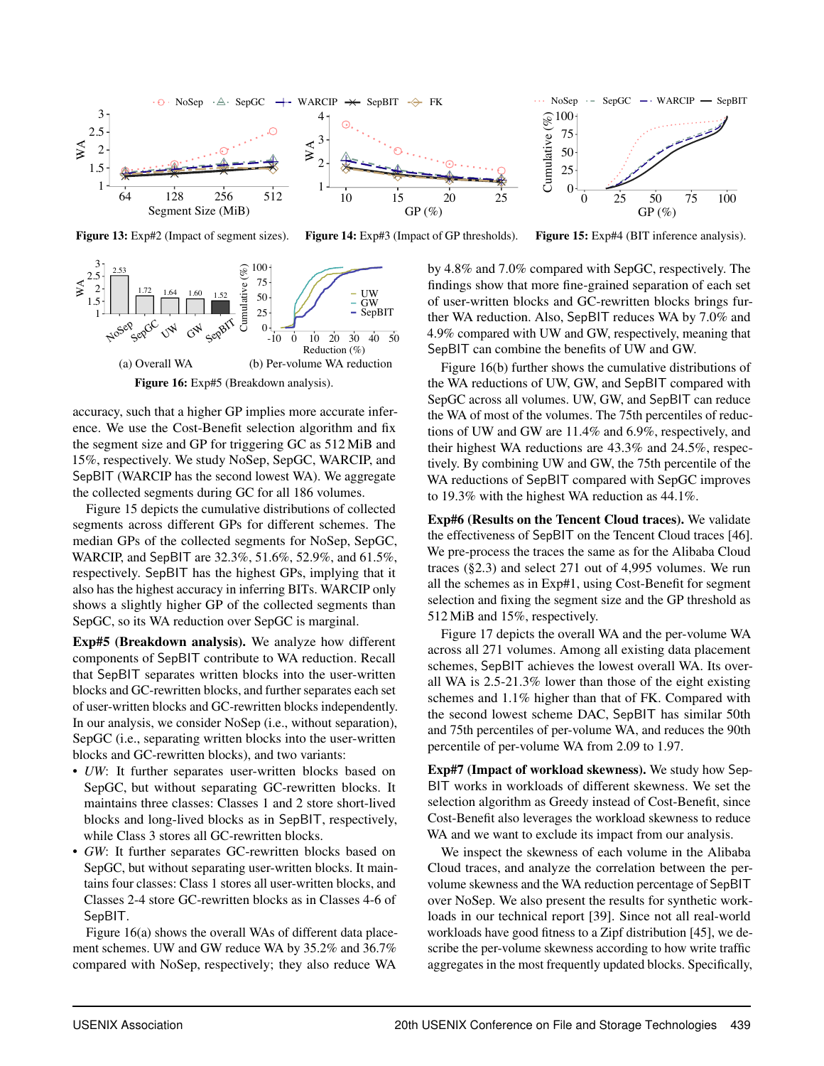Figure 13: Exp#2 (Impact of segment sizes).

Figure 14: Exp#3 (Impact of GP thresholds).

Figure 15: Exp#4 (BIT inference analysis).

(a) Overall WA

(b) Per-volume WA reduction

Figure 16: Exp#5 (Breakdown analysis).

accuracy, such that a higher GP implies more accurate inference. We use the Cost-Benefit selection algorithm and fix the segment size and GP for triggering GC as 512 MiB and 15%, respectively. We study NoSep, SepGC, WARCIP, and SepBIT (WARCIP has the second lowest WA). We aggregate the collected segments during GC for all 186 volumes.

Figure 15 depicts the cumulative distributions of collected segments across different GPs for different schemes. The median GPs of the collected segments for NoSep, SepGC, WARCIP, and SepBIT are 32.3%, 51.6%, 52.9%, and 61.5%, respectively. SepBIT has the highest GPs, implying that it also has the highest accuracy in inferring BITs. WARCIP only shows a slightly higher GP of the collected segments than SepGC, so its WA reduction over SepGC is marginal.

**Exp#5 (Breakdown analysis).** We analyze how different components of SepBIT contribute to WA reduction. Recall that SepBIT separates written blocks into the user-written blocks and GC-rewritten blocks, and further separates each set of user-written blocks and GC-rewritten blocks independently. In our analysis, we consider NoSep (i.e., without separation), SepGC (i.e., separating written blocks into the user-written blocks and GC-rewritten blocks), and two variants:

- *UW*: It further separates user-written blocks based on SepGC, but without separating GC-rewritten blocks. It maintains three classes: Classes 1 and 2 store short-lived blocks and long-lived blocks as in SepBIT, respectively, while Class 3 stores all GC-rewritten blocks.
- *GW*: It further separates GC-rewritten blocks based on SepGC, but without separating user-written blocks. It maintains four classes: Class 1 stores all user-written blocks, and Classes 2-4 store GC-rewritten blocks as in Classes 4-6 of SepBIT.

Figure 16(a) shows the overall WAs of different data placement schemes. UW and GW reduce WA by 35.2% and 36.7% compared with NoSep, respectively; they also reduce WA by 4.8% and 7.0% compared with SepGC, respectively. The findings show that more fine-grained separation of each set of user-written blocks and GC-rewritten blocks brings further WA reduction. Also, SepBIT reduces WA by 7.0% and 4.9% compared with UW and GW, respectively, meaning that SepBIT can combine the benefits of UW and GW.

Figure 16(b) further shows the cumulative distributions of the WA reductions of UW, GW, and SepBIT compared with SepGC across all volumes. UW, GW, and SepBIT can reduce the WA of most of the volumes. The 75th percentiles of reductions of UW and GW are 11.4% and 6.9%, respectively, and their highest WA reductions are 43.3% and 24.5%, respectively. By combining UW and GW, the 75th percentile of the WA reductions of SepBIT compared with SepGC improves to 19.3% with the highest WA reduction as 44.1%.

**Exp#6 (Results on the Tencent Cloud traces).** We validate the effectiveness of SepBIT on the Tencent Cloud traces [46]. We pre-process the traces the same as for the Alibaba Cloud traces (§2.3) and select 271 out of 4,995 volumes. We run all the schemes as in Exp#1, using Cost-Benefit for segment selection and fixing the segment size and the GP threshold as 512 MiB and 15%, respectively.

Figure 17 depicts the overall WA and the per-volume WA across all 271 volumes. Among all existing data placement schemes, SepBIT achieves the lowest overall WA. Its overall WA is 2.5-21.3% lower than those of the eight existing schemes and 1.1% higher than that of FK. Compared with the second lowest scheme DAC, SepBIT has similar 50th and 75th percentiles of per-volume WA, and reduces the 90th percentile of per-volume WA from 2.09 to 1.97.

**Exp#7 (Impact of workload skewness).** We study how SepBIT works in workloads of different skewness. We set the selection algorithm as Greedy instead of Cost-Benefit, since Cost-Benefit also leverages the workload skewness to reduce WA and we want to exclude its impact from our analysis.

We inspect the skewness of each volume in the Alibaba Cloud traces, and analyze the correlation between the per-volume skewness and the WA reduction percentage of SepBIT over NoSep. We also present the results for synthetic workloads in our technical report [39]. Since not all real-world workloads have good fitness to a Zipf distribution [45], we describe the per-volume skewness according to how write traffic aggregates in the most frequently updated blocks. Specifically,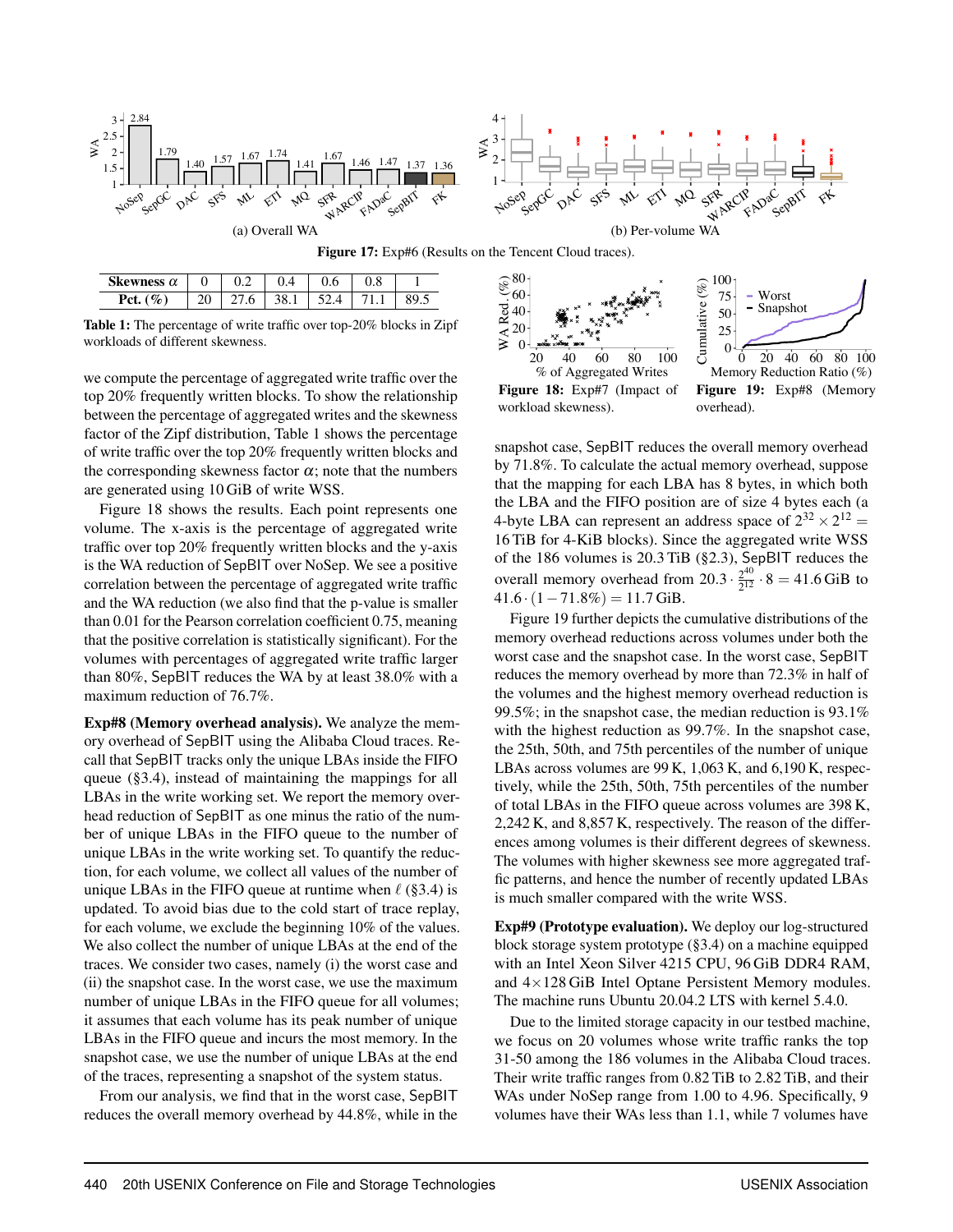Figure 17: Exp#6 (Results on the Tencent Cloud traces).

| Skewness $\alpha$ | 0 | 0.2 | 0.4 | 0.6 | 0.8 | 1 |
|---|---|---|---|---|---|---|
| Pct. (%) | 20 | 27.6 | 38.1 | 52.4 | 71.1 | 89.5 |

**Table 1:** The percentage of write traffic over top-20% blocks in Zipf workloads of different skewness.

we compute the percentage of aggregated write traffic over the top 20% frequently written blocks. To show the relationship between the percentage of aggregated writes and the skewness factor of the Zipf distribution, Table 1 shows the percentage of write traffic over the top 20% frequently written blocks and the corresponding skewness factor $\alpha$; note that the numbers are generated using 10 GiB of write WSS.

Figure 18 shows the results. Each point represents one volume. The x-axis is the percentage of aggregated write traffic over top 20% frequently written blocks and the y-axis is the WA reduction of SepBIT over NoSep. We see a positive correlation between the percentage of aggregated write traffic and the WA reduction (we also find that the p-value is smaller than 0.01 for the Pearson correlation coefficient 0.75, meaning that the positive correlation is statistically significant). For the volumes with percentages of aggregated write traffic larger than 80%, SepBIT reduces the WA by at least 38.0% with a maximum reduction of 76.7%.

**Exp#8 (Memory overhead analysis).** We analyze the memory overhead of SepBIT using the Alibaba Cloud traces. Recall that SepBIT tracks only the unique LBAs inside the FIFO queue (§3.4), instead of maintaining the mappings for all LBAs in the write working set. We report the memory overhead reduction of SepBIT as one minus the ratio of the number of unique LBAs in the FIFO queue to the number of unique LBAs in the write working set. To quantify the reduction, for each volume, we collect all values of the number of unique LBAs in the FIFO queue at runtime when $\ell$ (§3.4) is updated. To avoid bias due to the cold start of trace replay, for each volume, we exclude the beginning 10% of the values. We also collect the number of unique LBAs at the end of the traces. We consider two cases, namely (i) the worst case and (ii) the snapshot case. In the worst case, we use the maximum number of unique LBAs in the FIFO queue for all volumes; it assumes that each volume has its peak number of unique LBAs in the FIFO queue and incurs the most memory. In the snapshot case, we use the number of unique LBAs at the end of the traces, representing a snapshot of the system status.

From our analysis, we find that in the worst case, SepBIT reduces the overall memory overhead by 44.8%, while in the snapshot case, SepBIT reduces the overall memory overhead by 71.8%. To calculate the actual memory overhead, suppose that the mapping for each LBA has 8 bytes, in which both the LBA and the FIFO position are of size 4 bytes each (a 4-byte LBA can represent an address space of $2^{32} \times 2^{12} =$ 16 TiB for 4-KiB blocks). Since the aggregated write WSS of the 186 volumes is 20.3 TiB (§2.3), SepBIT reduces the overall memory overhead from $20.3 \cdot \frac{2^{40}}{2^{12}} \cdot 8 = 41.6$ GiB to $41.6 \cdot (1 - 71.8\%) = 11.7$ GiB.

Figure 18: Exp#7 (Impact of workload skewness).

Figure 19: Exp#8 (Memory overhead).

Figure 19 further depicts the cumulative distributions of the memory overhead reductions across volumes under both the worst case and the snapshot case. In the worst case, SepBIT reduces the memory overhead by more than 72.3% in half of the volumes and the highest memory overhead reduction is 99.5%; in the snapshot case, the median reduction is 93.1% with the highest reduction as 99.7%. In the snapshot case, the 25th, 50th, and 75th percentiles of the number of unique LBAs across volumes are 99 K, 1,063 K, and 6,190 K, respectively, while the 25th, 50th, 75th percentiles of the number of total LBAs in the FIFO queue across volumes are 398 K, 2,242 K, and 8,857 K, respectively. The reason of the differences among volumes is their different degrees of skewness. The volumes with higher skewness see more aggregated traffic patterns, and hence the number of recently updated LBAs is much smaller compared with the write WSS.

**Exp#9 (Prototype evaluation).** We deploy our log-structured block storage system prototype (§3.4) on a machine equipped with an Intel Xeon Silver 4215 CPU, 96 GiB DDR4 RAM, and 4×128 GiB Intel Optane Persistent Memory modules. The machine runs Ubuntu 20.04.2 LTS with kernel 5.4.0.

Due to the limited storage capacity in our testbed machine, we focus on 20 volumes whose write traffic ranks the top 31-50 among the 186 volumes in the Alibaba Cloud traces. Their write traffic ranges from 0.82 TiB to 2.82 TiB, and their WAs under NoSep range from 1.00 to 4.96. Specifically, 9 volumes have their WAs less than 1.1, while 7 volumes have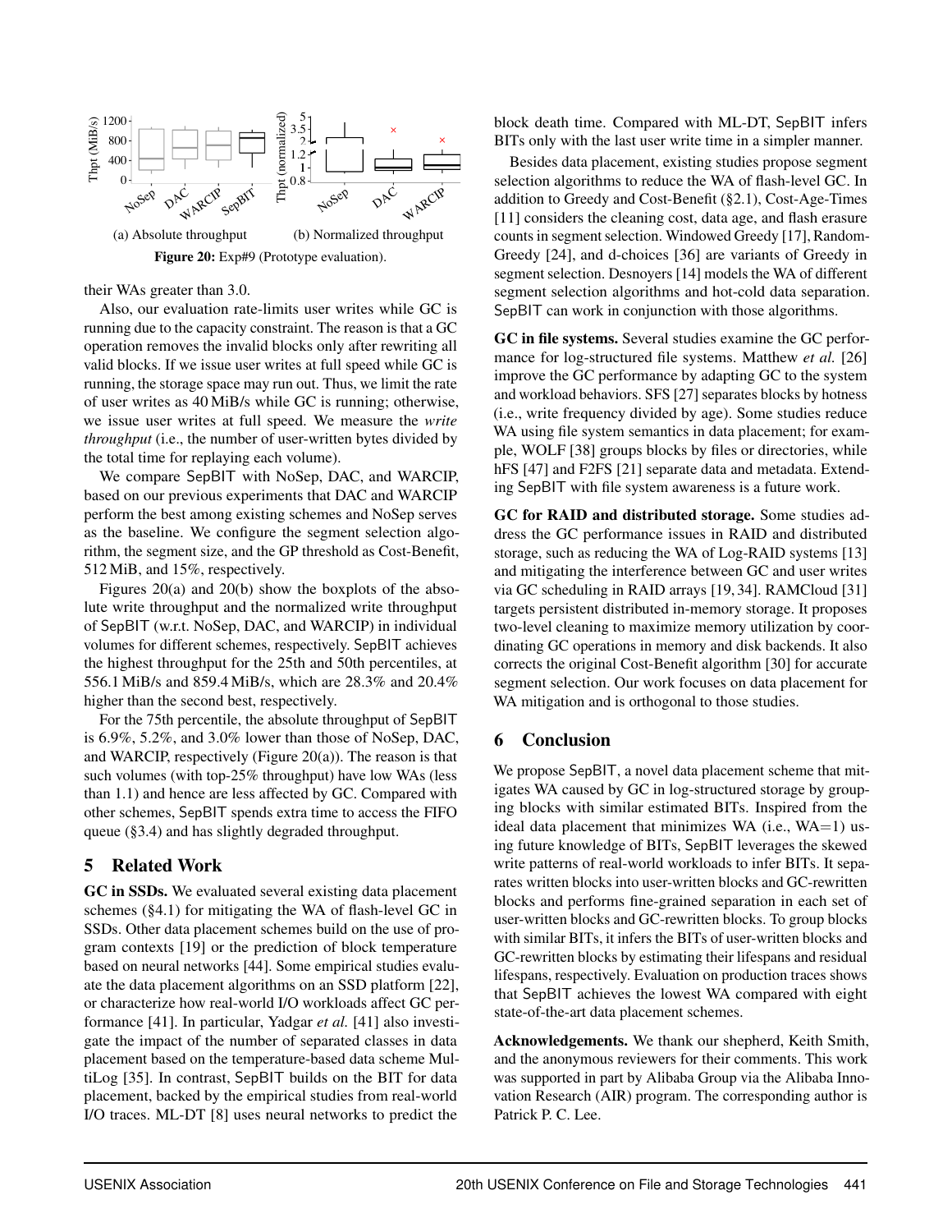(a) Absolute throughput (b) Normalized throughput

**Figure 20:** Exp#9 (Prototype evaluation).

their WAs greater than 3.0.

Also, our evaluation rate-limits user writes while GC is running due to the capacity constraint. The reason is that a GC operation removes the invalid blocks only after rewriting all valid blocks. If we issue user writes at full speed while GC is running, the storage space may run out. Thus, we limit the rate of user writes as 40 MiB/s while GC is running; otherwise, we issue user writes at full speed. We measure the *write throughput* (i.e., the number of user-written bytes divided by the total time for replaying each volume).

We compare SepBIT with NoSep, DAC, and WARCIP, based on our previous experiments that DAC and WARCIP perform the best among existing schemes and NoSep serves as the baseline. We configure the segment selection algorithm, the segment size, and the GP threshold as Cost-Benefit, 512 MiB, and 15%, respectively.

Figures 20(a) and 20(b) show the boxplots of the absolute write throughput and the normalized write throughput of SepBIT (w.r.t. NoSep, DAC, and WARCIP) in individual volumes for different schemes, respectively. SepBIT achieves the highest throughput for the 25th and 50th percentiles, at 556.1 MiB/s and 859.4 MiB/s, which are 28.3% and 20.4% higher than the second best, respectively.

For the 75th percentile, the absolute throughput of SepBIT is 6.9%, 5.2%, and 3.0% lower than those of NoSep, DAC, and WARCIP, respectively (Figure 20(a)). The reason is that such volumes (with top-25% throughput) have low WAs (less than 1.1) and hence are less affected by GC. Compared with other schemes, SepBIT spends extra time to access the FIFO queue (§3.4) and has slightly degraded throughput.

## 5 Related Work

**GC in SSDs.** We evaluated several existing data placement schemes (§4.1) for mitigating the WA of flash-level GC in SSDs. Other data placement schemes build on the use of program contexts [19] or the prediction of block temperature based on neural networks [44]. Some empirical studies evaluate the data placement algorithms on an SSD platform [22], or characterize how real-world I/O workloads affect GC performance [41]. In particular, Yadgar *et al.* [41] also investigate the impact of the number of separated classes in data placement based on the temperature-based data scheme MultiLog [35]. In contrast, SepBIT builds on the BIT for data placement, backed by the empirical studies from real-world I/O traces. ML-DT [8] uses neural networks to predict the block death time. Compared with ML-DT, SepBIT infers BITs only with the last user write time in a simpler manner.

Besides data placement, existing studies propose segment selection algorithms to reduce the WA of flash-level GC. In addition to Greedy and Cost-Benefit (§2.1), Cost-Age-Times [11] considers the cleaning cost, data age, and flash erasure counts in segment selection. Windowed Greedy [17], Random-Greedy [24], and d-choices [36] are variants of Greedy in segment selection. Desnoyers [14] models the WA of different segment selection algorithms and hot-cold data separation. SepBIT can work in conjunction with those algorithms.

**GC in file systems.** Several studies examine the GC performance for log-structured file systems. Matthew *et al.* [26] improve the GC performance by adapting GC to the system and workload behaviors. SFS [27] separates blocks by hotness (i.e., write frequency divided by age). Some studies reduce WA using file system semantics in data placement; for example, WOLF [38] groups blocks by files or directories, while hFS [47] and F2FS [21] separate data and metadata. Extending SepBIT with file system awareness is a future work.

**GC for RAID and distributed storage.** Some studies address the GC performance issues in RAID and distributed storage, such as reducing the WA of Log-RAID systems [13] and mitigating the interference between GC and user writes via GC scheduling in RAID arrays [19, 34]. RAMCloud [31] targets persistent distributed in-memory storage. It proposes two-level cleaning to maximize memory utilization by coordinating GC operations in memory and disk backends. It also corrects the original Cost-Benefit algorithm [30] for accurate segment selection. Our work focuses on data placement for WA mitigation and is orthogonal to those studies.

## 6 Conclusion

We propose SepBIT, a novel data placement scheme that mitigates WA caused by GC in log-structured storage by grouping blocks with similar estimated BITs. Inspired from the ideal data placement that minimizes WA (i.e., WA=1) using future knowledge of BITs, SepBIT leverages the skewed write patterns of real-world workloads to infer BITs. It separates written blocks into user-written blocks and GC-rewritten blocks and performs fine-grained separation in each set of user-written blocks and GC-rewritten blocks. To group blocks with similar BITs, it infers the BITs of user-written blocks and GC-rewritten blocks by estimating their lifespans and residual lifespans, respectively. Evaluation on production traces shows that SepBIT achieves the lowest WA compared with eight state-of-the-art data placement schemes.

**Acknowledgements.** We thank our shepherd, Keith Smith, and the anonymous reviewers for their comments. This work was supported in part by Alibaba Group via the Alibaba Innovation Research (AIR) program. The corresponding author is Patrick P. C. Lee.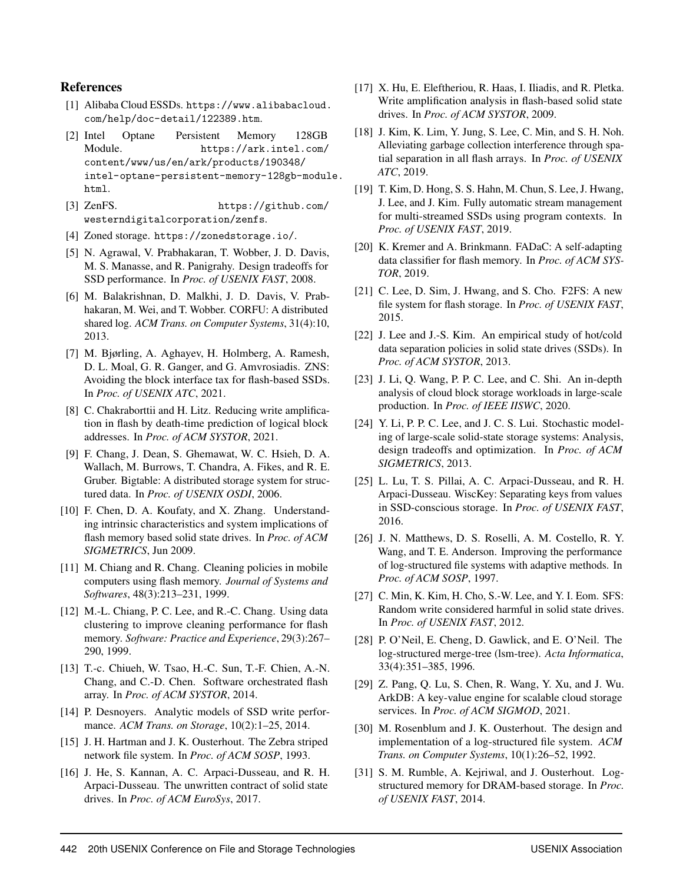## References

[1] Alibaba Cloud ESSDs. https://www.alibabacloud.com/help/doc-detail/122389.htm.

[2] Intel Optane Persistent Memory 128GB Module. https://ark.intel.com/content/www/us/en/ark/products/190348/intel-optane-persistent-memory-128gb-module.html.

[3] ZenFS. https://github.com/westerndigitalcorporation/zenfs.

[4] Zoned storage. https://zonedstorage.io/.

[5] N. Agrawal, V. Prabhakaran, T. Wobber, J. D. Davis, M. S. Manasse, and R. Panigrahy. Design tradeoffs for SSD performance. In *Proc. of USENIX FAST*, 2008.

[6] M. Balakrishnan, D. Malkhi, J. D. Davis, V. Prabhakaran, M. Wei, and T. Wobber. CORFU: A distributed shared log. *ACM Trans. on Computer Systems*, 31(4):10, 2013.

[7] M. Bjørling, A. Aghayev, H. Holmberg, A. Ramesh, D. L. Moal, G. R. Ganger, and G. Amvrosiadis. ZNS: Avoiding the block interface tax for flash-based SSDs. In *Proc. of USENIX ATC*, 2021.

[8] C. Chakraborttii and H. Litz. Reducing write amplification in flash by death-time prediction of logical block addresses. In *Proc. of ACM SYSTOR*, 2021.

[9] F. Chang, J. Dean, S. Ghemawat, W. C. Hsieh, D. A. Wallach, M. Burrows, T. Chandra, A. Fikes, and R. E. Gruber. Bigtable: A distributed storage system for structured data. In *Proc. of USENIX OSDI*, 2006.

[10] F. Chen, D. A. Koufaty, and X. Zhang. Understanding intrinsic characteristics and system implications of flash memory based solid state drives. In *Proc. of ACM SIGMETRICS*, Jun 2009.

[11] M. Chiang and R. Chang. Cleaning policies in mobile computers using flash memory. *Journal of Systems and Softwares*, 48(3):213–231, 1999.

[12] M.-L. Chiang, P. C. Lee, and R.-C. Chang. Using data clustering to improve cleaning performance for flash memory. *Software: Practice and Experience*, 29(3):267–290, 1999.

[13] T.-c. Chiueh, W. Tsao, H.-C. Sun, T.-F. Chien, A.-N. Chang, and C.-D. Chen. Software orchestrated flash array. In *Proc. of ACM SYSTOR*, 2014.

[14] P. Desnoyers. Analytic models of SSD write performance. *ACM Trans. on Storage*, 10(2):1–25, 2014.

[15] J. H. Hartman and J. K. Ousterhout. The Zebra striped network file system. In *Proc. of ACM SOSP*, 1993.

[16] J. He, S. Kannan, A. C. Arpaci-Dusseau, and R. H. Arpaci-Dusseau. The unwritten contract of solid state drives. In *Proc. of ACM EuroSys*, 2017.

[17] X. Hu, E. Eleftheriou, R. Haas, I. Iliadis, and R. Pletka. Write amplification analysis in flash-based solid state drives. In *Proc. of ACM SYSTOR*, 2009.

[18] J. Kim, K. Lim, Y. Jung, S. Lee, C. Min, and S. H. Noh. Alleviating garbage collection interference through spatial separation in all flash arrays. In *Proc. of USENIX ATC*, 2019.

[19] T. Kim, D. Hong, S. S. Hahn, M. Chun, S. Lee, J. Hwang, J. Lee, and J. Kim. Fully automatic stream management for multi-streamed SSDs using program contexts. In *Proc. of USENIX FAST*, 2019.

[20] K. Kremer and A. Brinkmann. FADaC: A self-adapting data classifier for flash memory. In *Proc. of ACM SYSTOR*, 2019.

[21] C. Lee, D. Sim, J. Hwang, and S. Cho. F2FS: A new file system for flash storage. In *Proc. of USENIX FAST*, 2015.

[22] J. Lee and J.-S. Kim. An empirical study of hot/cold data separation policies in solid state drives (SSDs). In *Proc. of ACM SYSTOR*, 2013.

[23] J. Li, Q. Wang, P. P. C. Lee, and C. Shi. An in-depth analysis of cloud block storage workloads in large-scale production. In *Proc. of IEEE IISWC*, 2020.

[24] Y. Li, P. P. C. Lee, and J. C. S. Lui. Stochastic modeling of large-scale solid-state storage systems: Analysis, design tradeoffs and optimization. In *Proc. of ACM SIGMETRICS*, 2013.

[25] L. Lu, T. S. Pillai, A. C. Arpaci-Dusseau, and R. H. Arpaci-Dusseau. WiscKey: Separating keys from values in SSD-conscious storage. In *Proc. of USENIX FAST*, 2016.

[26] J. N. Matthews, D. S. Roselli, A. M. Costello, R. Y. Wang, and T. E. Anderson. Improving the performance of log-structured file systems with adaptive methods. In *Proc. of ACM SOSP*, 1997.

[27] C. Min, K. Kim, H. Cho, S.-W. Lee, and Y. I. Eom. SFS: Random write considered harmful in solid state drives. In *Proc. of USENIX FAST*, 2012.

[28] P. O'Neil, E. Cheng, D. Gawlick, and E. O'Neil. The log-structured merge-tree (lsm-tree). *Acta Informatica*, 33(4):351–385, 1996.

[29] Z. Pang, Q. Lu, S. Chen, R. Wang, Y. Xu, and J. Wu. ArkDB: A key-value engine for scalable cloud storage services. In *Proc. of ACM SIGMOD*, 2021.

[30] M. Rosenblum and J. K. Ousterhout. The design and implementation of a log-structured file system. *ACM Trans. on Computer Systems*, 10(1):26–52, 1992.

[31] S. M. Rumble, A. Kejriwal, and J. Ousterhout. Log-structured memory for DRAM-based storage. In *Proc. of USENIX FAST*, 2014.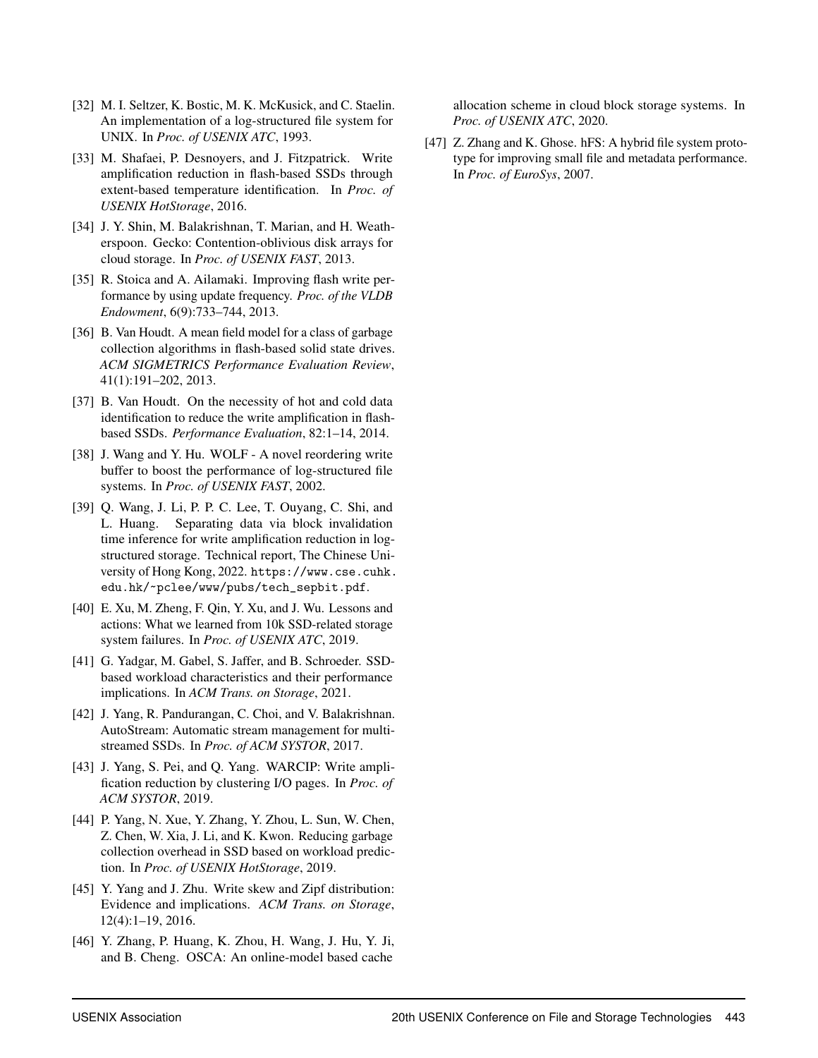[32] M. I. Seltzer, K. Bostic, M. K. McKusick, and C. Staelin. An implementation of a log-structured file system for UNIX. In *Proc. of USENIX ATC*, 1993.

[33] M. Shafaei, P. Desnoyers, and J. Fitzpatrick. Write amplification reduction in flash-based SSDs through extent-based temperature identification. In *Proc. of USENIX HotStorage*, 2016.

[34] J. Y. Shin, M. Balakrishnan, T. Marian, and H. Weatherspoon. Gecko: Contention-oblivious disk arrays for cloud storage. In *Proc. of USENIX FAST*, 2013.

[35] R. Stoica and A. Ailamaki. Improving flash write performance by using update frequency. *Proc. of the VLDB Endowment*, 6(9):733–744, 2013.

[36] B. Van Houdt. A mean field model for a class of garbage collection algorithms in flash-based solid state drives. *ACM SIGMETRICS Performance Evaluation Review*, 41(1):191–202, 2013.

[37] B. Van Houdt. On the necessity of hot and cold data identification to reduce the write amplification in flash-based SSDs. *Performance Evaluation*, 82:1–14, 2014.

[38] J. Wang and Y. Hu. WOLF - A novel reordering write buffer to boost the performance of log-structured file systems. In *Proc. of USENIX FAST*, 2002.

[39] Q. Wang, J. Li, P. P. C. Lee, T. Ouyang, C. Shi, and L. Huang. Separating data via block invalidation time inference for write amplification reduction in log-structured storage. Technical report, The Chinese University of Hong Kong, 2022. `https://www.cse.cuhk.edu.hk/~pclee/www/pubs/tech_sepbit.pdf`.

[40] E. Xu, M. Zheng, F. Qin, Y. Xu, and J. Wu. Lessons and actions: What we learned from 10k SSD-related storage system failures. In *Proc. of USENIX ATC*, 2019.

[41] G. Yadgar, M. Gabel, S. Jaffer, and B. Schroeder. SSD-based workload characteristics and their performance implications. In *ACM Trans. on Storage*, 2021.

[42] J. Yang, R. Pandurangan, C. Choi, and V. Balakrishnan. AutoStream: Automatic stream management for multi-streamed SSDs. In *Proc. of ACM SYSTOR*, 2017.

[43] J. Yang, S. Pei, and Q. Yang. WARCIP: Write amplification reduction by clustering I/O pages. In *Proc. of ACM SYSTOR*, 2019.

[44] P. Yang, N. Xue, Y. Zhang, Y. Zhou, L. Sun, W. Chen, Z. Chen, W. Xia, J. Li, and K. Kwon. Reducing garbage collection overhead in SSD based on workload prediction. In *Proc. of USENIX HotStorage*, 2019.

[45] Y. Yang and J. Zhu. Write skew and Zipf distribution: Evidence and implications. *ACM Trans. on Storage*, 12(4):1–19, 2016.

[46] Y. Zhang, P. Huang, K. Zhou, H. Wang, J. Hu, Y. Ji, and B. Cheng. OSCA: An online-model based cache allocation scheme in cloud block storage systems. In *Proc. of USENIX ATC*, 2020.

[47] Z. Zhang and K. Ghose. hFS: A hybrid file system prototype for improving small file and metadata performance. In *Proc. of EuroSys*, 2007.